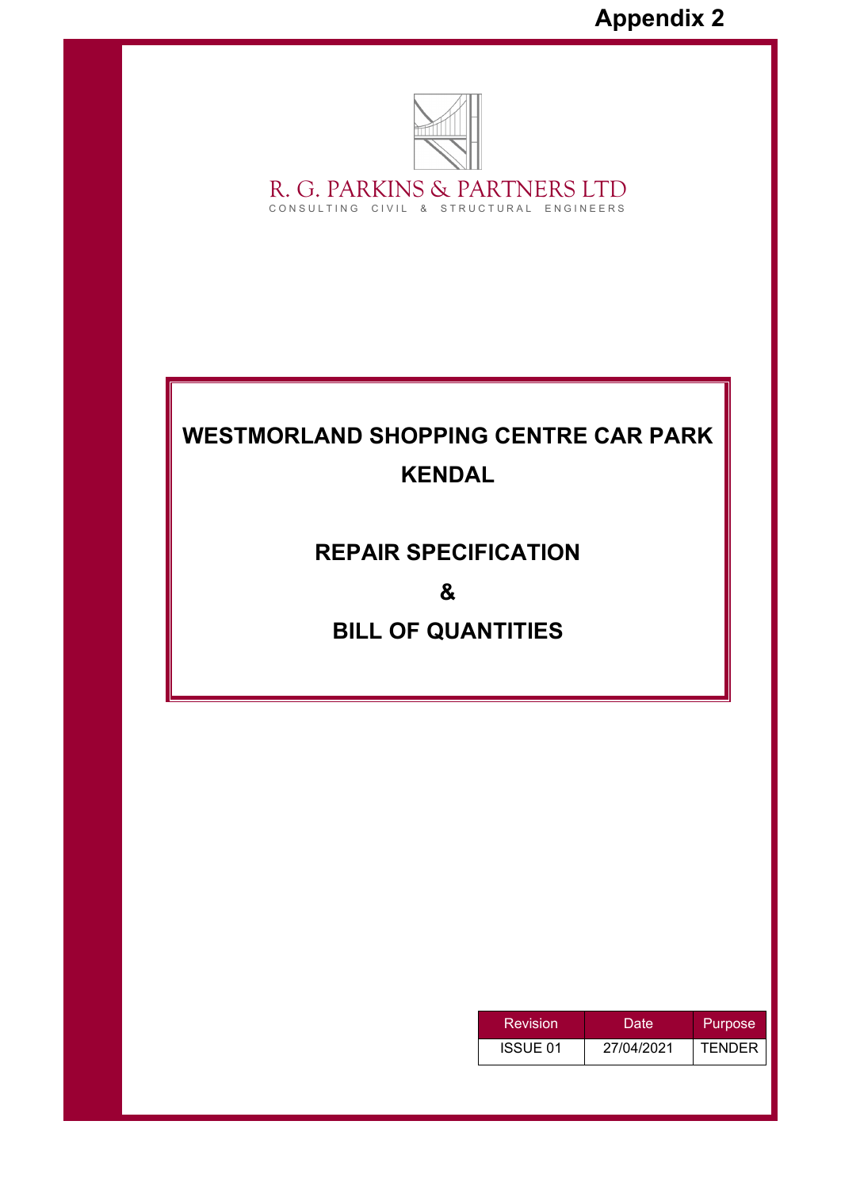**Appendix 2**

R. G. PARKINS & PARTNERS LTD

CONSULTING CIVIL & STRUCTURAL ENGINEERS

# WESTMORLAND SHOPPING CENTRE CAR PARK KENDAL

## REPAIR SPECIFICATION

## &

## BILL OF QUANTITIES

| Revision | Date | Purpose |
|---|---|---|
| ISSUE 01 | 27/04/2021 | TENDER |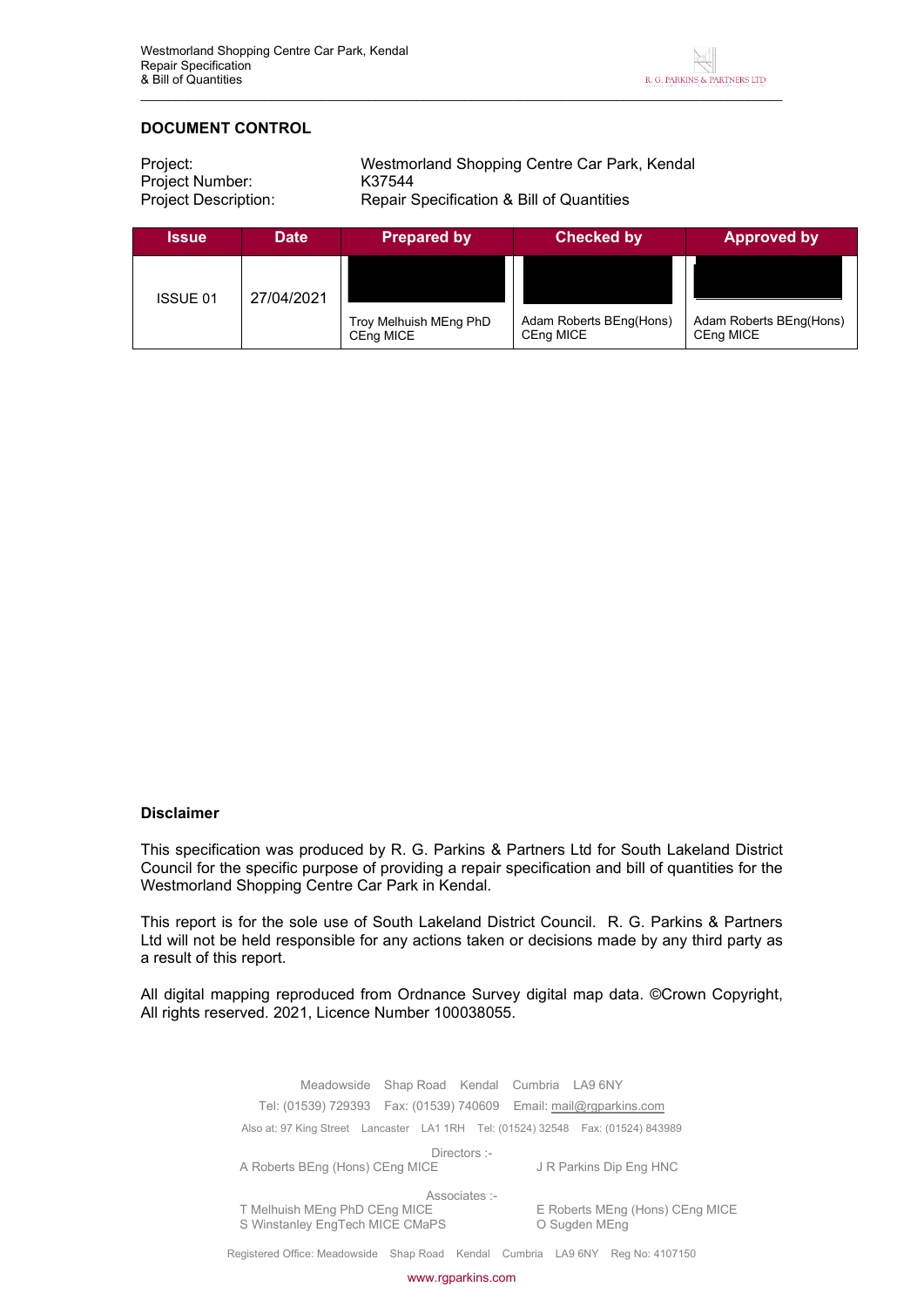## DOCUMENT CONTROL

Project: Westmorland Shopping Centre Car Park, Kendal
Project Number: K37544
Project Description: Repair Specification & Bill of Quantities

| Issue | Date | Prepared by | Checked by | Approved by |
|---|---|---|---|---|
| ISSUE 01 | 27/04/2021 | Troy Melhuish MEng PhD CEng MICE | Adam Roberts BEng(Hons) CEng MICE | Adam Roberts BEng(Hons) CEng MICE |

### Disclaimer

This specification was produced by R. G. Parkins & Partners Ltd for South Lakeland District Council for the specific purpose of providing a repair specification and bill of quantities for the Westmorland Shopping Centre Car Park in Kendal.

This report is for the sole use of South Lakeland District Council. R. G. Parkins & Partners Ltd will not be held responsible for any actions taken or decisions made by any third party as a result of this report.

All digital mapping reproduced from Ordnance Survey digital map data. ©Crown Copyright, All rights reserved. 2021, Licence Number 100038055.

Meadowside Shap Road Kendal Cumbria LA9 6NY
Tel: (01539) 729393 Fax: (01539) 740609 Email: mail@rgparkins.com
Also at: 97 King Street Lancaster LA1 1RH Tel: (01524) 32548 Fax: (01524) 843989

Directors :-
A Roberts BEng (Hons) CEng MICE
J R Parkins Dip Eng HNC

Associates :-
T Melhuish MEng PhD CEng MICE
E Roberts MEng (Hons) CEng MICE
S Winstanley EngTech MICE CMaPS
O Sugden MEng

Registered Office: Meadowside Shap Road Kendal Cumbria LA9 6NY Reg No: 4107150

www.rgparkins.com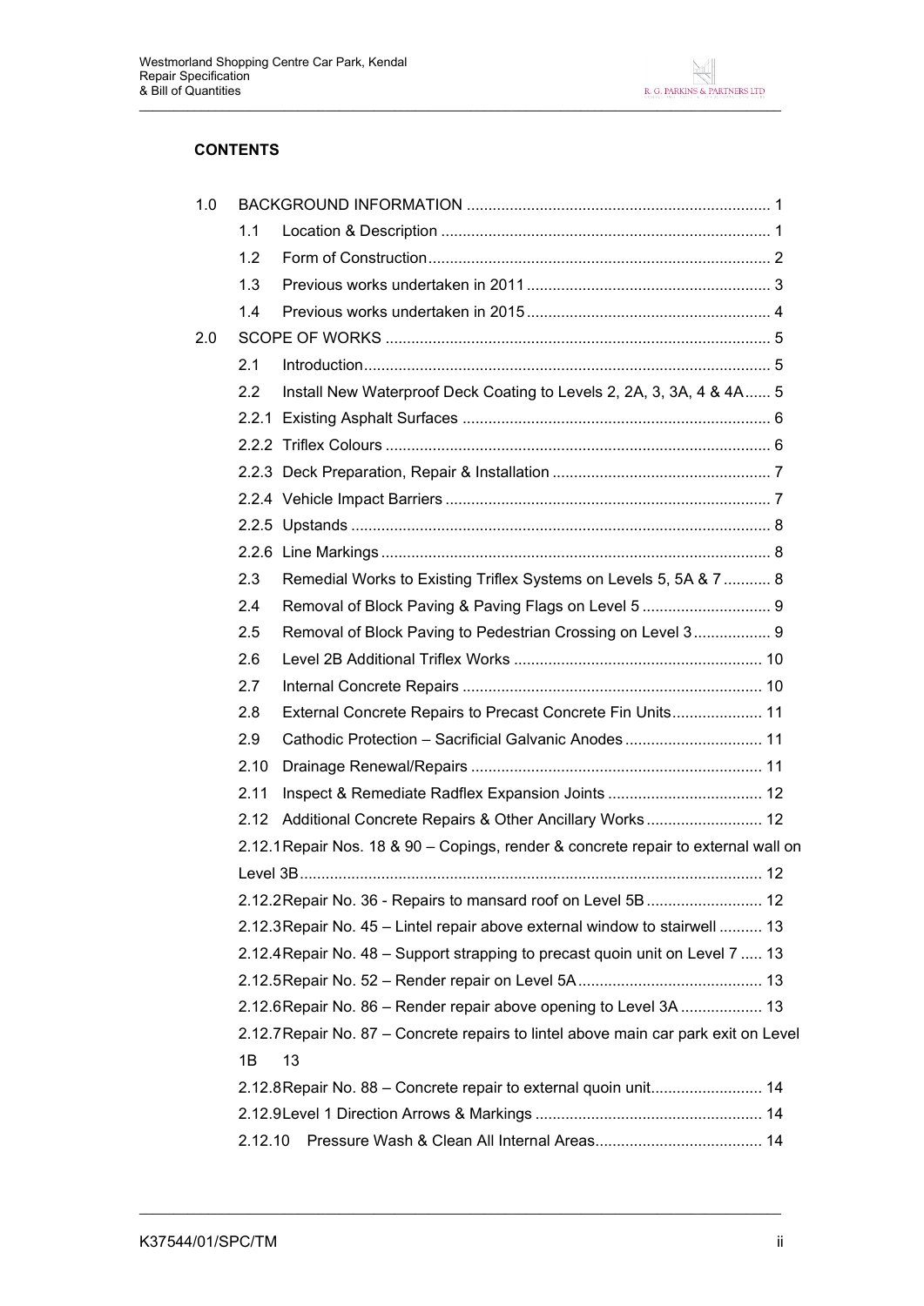**CONTENTS**

- 1.0 BACKGROUND INFORMATION ..................................................................... 1
  - 1.1 Location & Description ............................................................................ 1
  - 1.2 Form of Construction ............................................................................... 2
  - 1.3 Previous works undertaken in 2011 ......................................................... 3
  - 1.4 Previous works undertaken in 2015 ......................................................... 4
- 2.0 SCOPE OF WORKS ......................................................................................... 5
  - 2.1 Introduction .............................................................................................. 5
  - 2.2 Install New Waterproof Deck Coating to Levels 2, 2A, 3, 3A, 4 & 4A ...... 5
  - 2.2.1 Existing Asphalt Surfaces ....................................................................... 6
  - 2.2.2 Triflex Colours ......................................................................................... 6
  - 2.2.3 Deck Preparation, Repair & Installation .................................................. 7
  - 2.2.4 Vehicle Impact Barriers ........................................................................... 7
  - 2.2.5 Upstands ................................................................................................. 8
  - 2.2.6 Line Markings .......................................................................................... 8
  - 2.3 Remedial Works to Existing Triflex Systems on Levels 5, 5A & 7 ........... 8
  - 2.4 Removal of Block Paving & Paving Flags on Level 5 .............................. 9
  - 2.5 Removal of Block Paving to Pedestrian Crossing on Level 3 .................. 9
  - 2.6 Level 2B Additional Triflex Works ......................................................... 10
  - 2.7 Internal Concrete Repairs ..................................................................... 10
  - 2.8 External Concrete Repairs to Precast Concrete Fin Units ..................... 11
  - 2.9 Cathodic Protection – Sacrificial Galvanic Anodes ................................ 11
  - 2.10 Drainage Renewal/Repairs ................................................................... 11
  - 2.11 Inspect & Remediate Radflex Expansion Joints .................................... 12
  - 2.12 Additional Concrete Repairs & Other Ancillary Works ........................... 12
  - 2.12.1 Repair Nos. 18 & 90 – Copings, render & concrete repair to external wall on Level 3B .......................................................................................................... 12
  - 2.12.2 Repair No. 36 - Repairs to mansard roof on Level 5B ........................... 12
  - 2.12.3 Repair No. 45 – Lintel repair above external window to stairwell .......... 13
  - 2.12.4 Repair No. 48 – Support strapping to precast quoin unit on Level 7 ..... 13
  - 2.12.5 Repair No. 52 – Render repair on Level 5A ........................................... 13
  - 2.12.6 Repair No. 86 – Render repair above opening to Level 3A ................... 13
  - 2.12.7 Repair No. 87 – Concrete repairs to lintel above main car park exit on Level 1B 13
  - 2.12.8 Repair No. 88 – Concrete repair to external quoin unit.......................... 14
  - 2.12.9 Level 1 Direction Arrows & Markings .................................................... 14
  - 2.12.10 Pressure Wash & Clean All Internal Areas ....................................... 14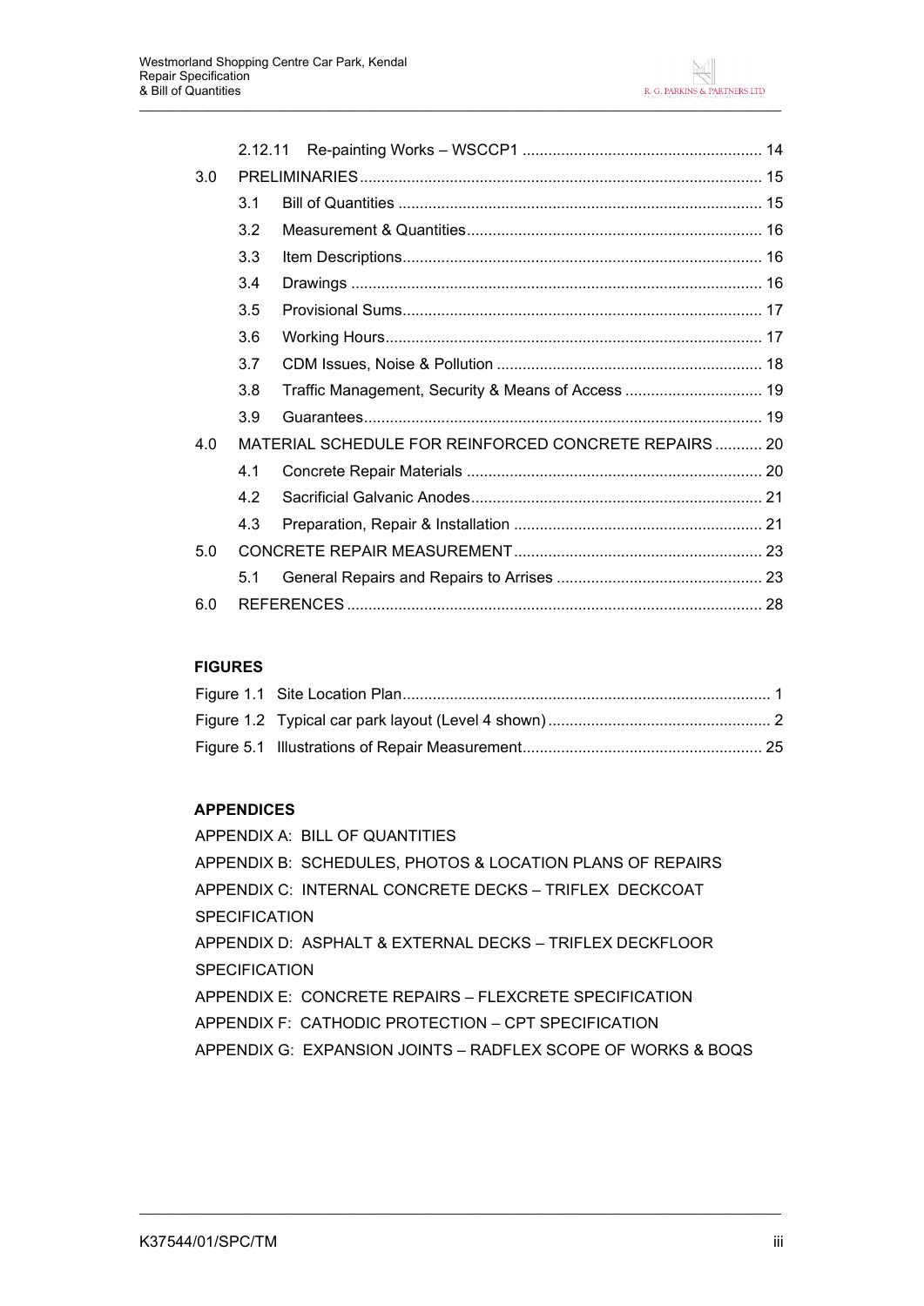2.12.11 Re-painting Works – WSCCP1 .......................................................... 14

3.0 PRELIMINARIES .......................................................................................... 15

3.1 Bill of Quantities ......................................................................................... 15

3.2 Measurement & Quantities .......................................................................... 16

3.3 Item Descriptions ........................................................................................ 16

3.4 Drawings ..................................................................................................... 16

3.5 Provisional Sums ........................................................................................ 17

3.6 Working Hours ............................................................................................ 17

3.7 CDM Issues, Noise & Pollution ................................................................... 18

3.8 Traffic Management, Security & Means of Access ..................................... 19

3.9 Guarantees ................................................................................................. 19

4.0 MATERIAL SCHEDULE FOR REINFORCED CONCRETE REPAIRS ........... 20

4.1 Concrete Repair Materials .......................................................................... 20

4.2 Sacrificial Galvanic Anodes ......................................................................... 21

4.3 Preparation, Repair & Installation ............................................................... 21

5.0 CONCRETE REPAIR MEASUREMENT ......................................................... 23

5.1 General Repairs and Repairs to Arrises ...................................................... 23

6.0 REFERENCES ............................................................................................... 28

**FIGURES**

Figure 1.1 Site Location Plan ............................................................................. 1

Figure 1.2 Typical car park layout (Level 4 shown) ........................................... 2

Figure 5.1 Illustrations of Repair Measurement .................................................. 25

**APPENDICES**

APPENDIX A: BILL OF QUANTITIES

APPENDIX B: SCHEDULES, PHOTOS & LOCATION PLANS OF REPAIRS

APPENDIX C: INTERNAL CONCRETE DECKS – TRIFLEX DECKCOAT SPECIFICATION

APPENDIX D: ASPHALT & EXTERNAL DECKS – TRIFLEX DECKFLOOR SPECIFICATION

APPENDIX E: CONCRETE REPAIRS – FLEXCRETE SPECIFICATION

APPENDIX F: CATHODIC PROTECTION – CPT SPECIFICATION

APPENDIX G: EXPANSION JOINTS – RADFLEX SCOPE OF WORKS & BOQS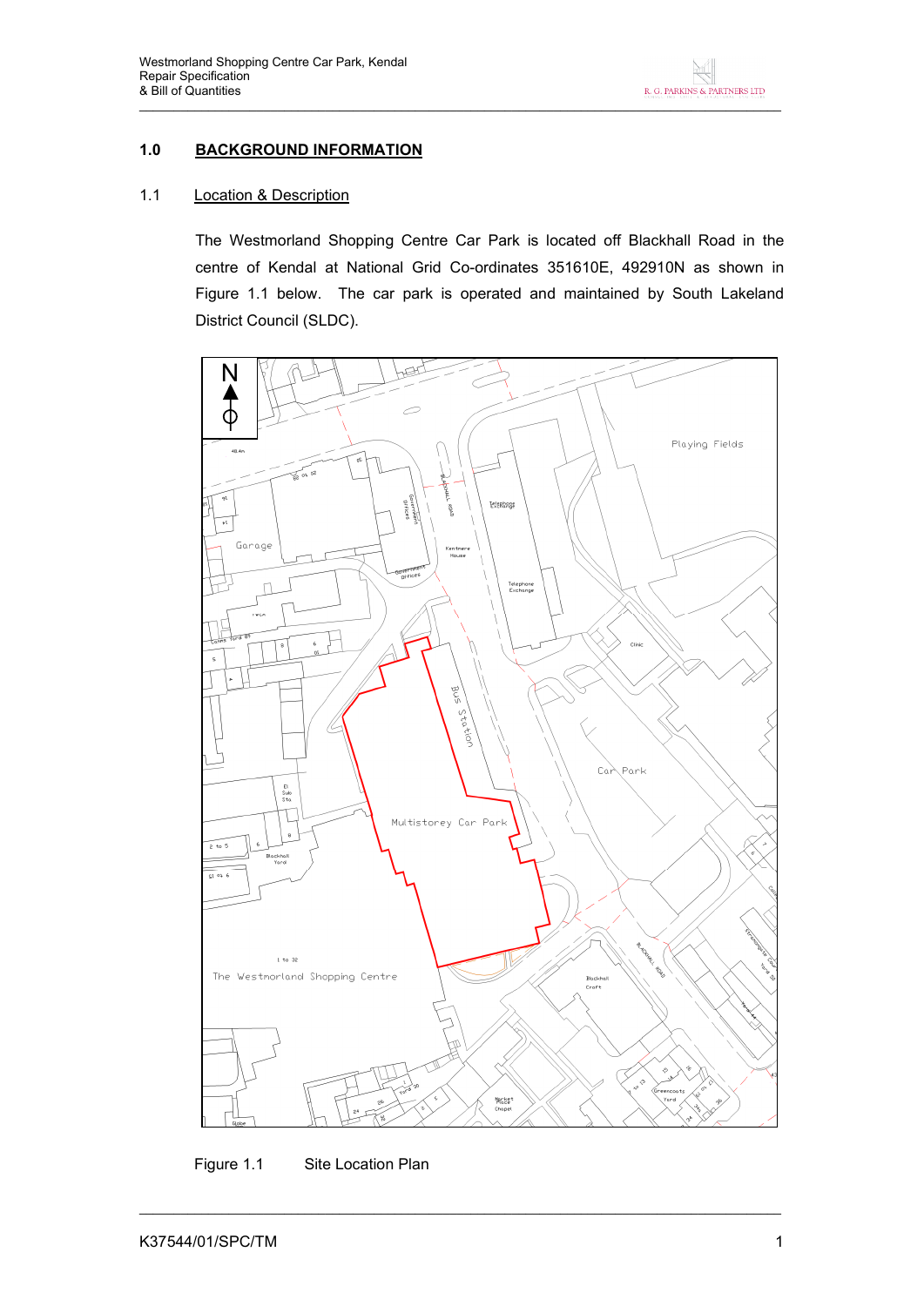# 1.0 BACKGROUND INFORMATION

## 1.1 Location & Description

The Westmorland Shopping Centre Car Park is located off Blackhall Road in the centre of Kendal at National Grid Co-ordinates 351610E, 492910N as shown in Figure 1.1 below. The car park is operated and maintained by South Lakeland District Council (SLDC).

Figure 1.1 Site Location Plan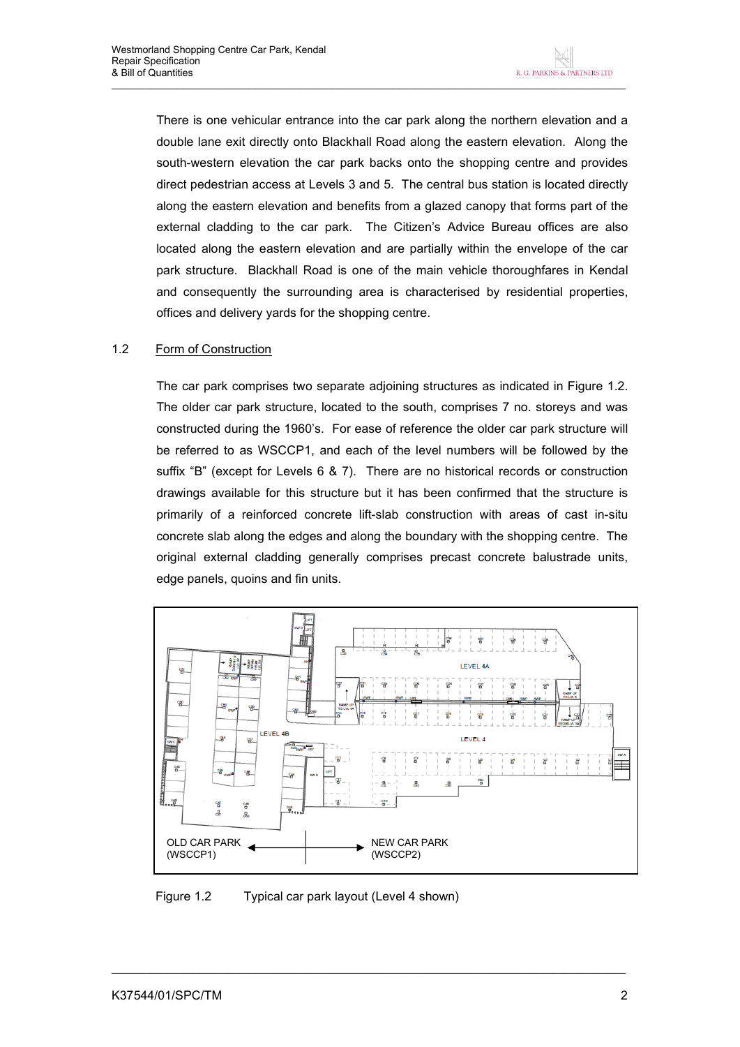There is one vehicular entrance into the car park along the northern elevation and a double lane exit directly onto Blackhall Road along the eastern elevation. Along the south-western elevation the car park backs onto the shopping centre and provides direct pedestrian access at Levels 3 and 5. The central bus station is located directly along the eastern elevation and benefits from a glazed canopy that forms part of the external cladding to the car park. The Citizen's Advice Bureau offices are also located along the eastern elevation and are partially within the envelope of the car park structure. Blackhall Road is one of the main vehicle thoroughfares in Kendal and consequently the surrounding area is characterised by residential properties, offices and delivery yards for the shopping centre.

## 1.2 Form of Construction

The car park comprises two separate adjoining structures as indicated in Figure 1.2. The older car park structure, located to the south, comprises 7 no. storeys and was constructed during the 1960's. For ease of reference the older car park structure will be referred to as WSCCP1, and each of the level numbers will be followed by the suffix "B" (except for Levels 6 & 7). There are no historical records or construction drawings available for this structure but it has been confirmed that the structure is primarily of a reinforced concrete lift-slab construction with areas of cast in-situ concrete slab along the edges and along the boundary with the shopping centre. The original external cladding generally comprises precast concrete balustrade units, edge panels, quoins and fin units.

Figure 1.2 Typical car park layout (Level 4 shown)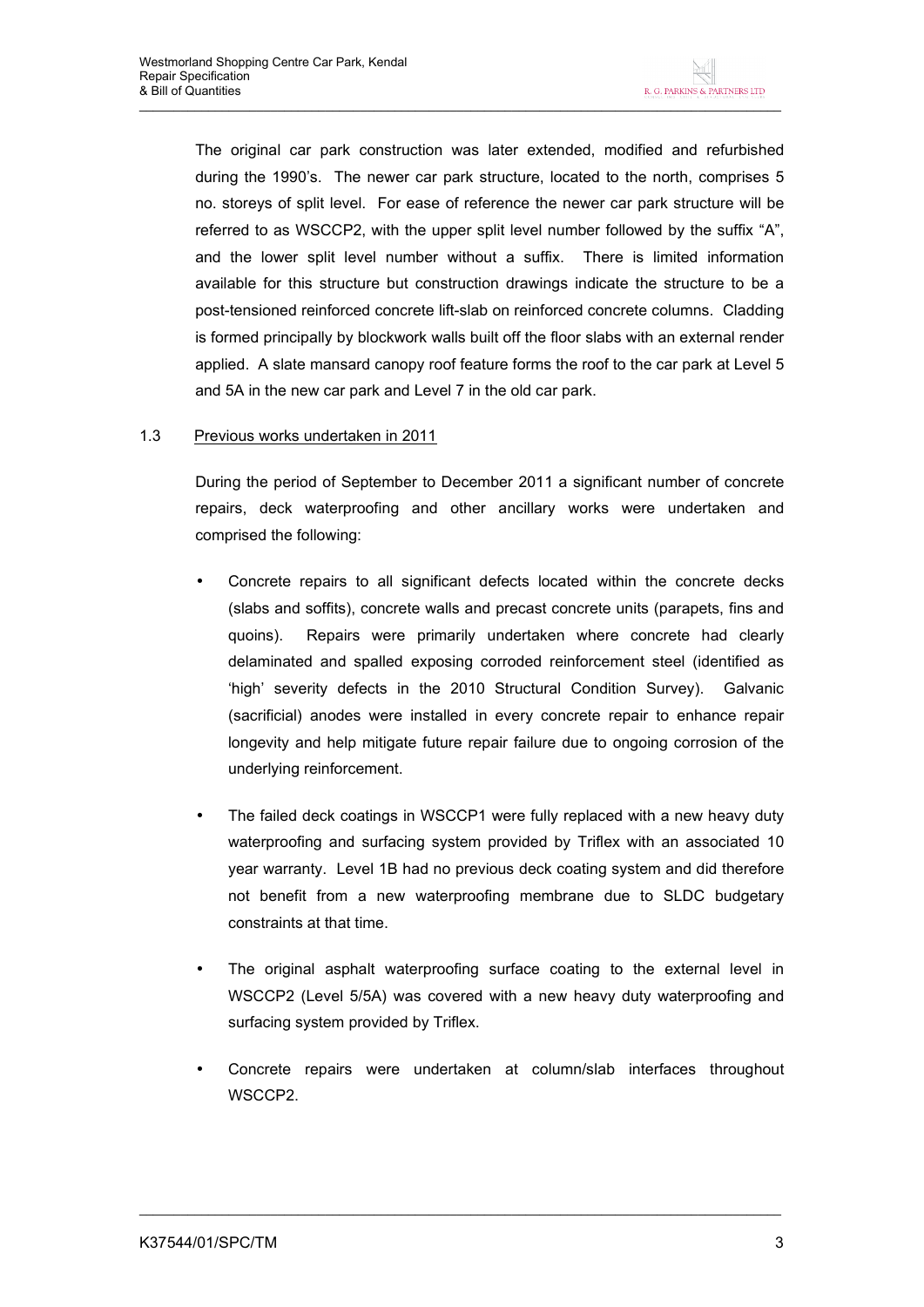The original car park construction was later extended, modified and refurbished during the 1990's. The newer car park structure, located to the north, comprises 5 no. storeys of split level. For ease of reference the newer car park structure will be referred to as WSCCP2, with the upper split level number followed by the suffix "A", and the lower split level number without a suffix. There is limited information available for this structure but construction drawings indicate the structure to be a post-tensioned reinforced concrete lift-slab on reinforced concrete columns. Cladding is formed principally by blockwork walls built off the floor slabs with an external render applied. A slate mansard canopy roof feature forms the roof to the car park at Level 5 and 5A in the new car park and Level 7 in the old car park.

## 1.3 Previous works undertaken in 2011

During the period of September to December 2011 a significant number of concrete repairs, deck waterproofing and other ancillary works were undertaken and comprised the following:

- Concrete repairs to all significant defects located within the concrete decks (slabs and soffits), concrete walls and precast concrete units (parapets, fins and quoins). Repairs were primarily undertaken where concrete had clearly delaminated and spalled exposing corroded reinforcement steel (identified as 'high' severity defects in the 2010 Structural Condition Survey). Galvanic (sacrificial) anodes were installed in every concrete repair to enhance repair longevity and help mitigate future repair failure due to ongoing corrosion of the underlying reinforcement.

- The failed deck coatings in WSCCP1 were fully replaced with a new heavy duty waterproofing and surfacing system provided by Triflex with an associated 10 year warranty. Level 1B had no previous deck coating system and did therefore not benefit from a new waterproofing membrane due to SLDC budgetary constraints at that time.

- The original asphalt waterproofing surface coating to the external level in WSCCP2 (Level 5/5A) was covered with a new heavy duty waterproofing and surfacing system provided by Triflex.

- Concrete repairs were undertaken at column/slab interfaces throughout WSCCP2.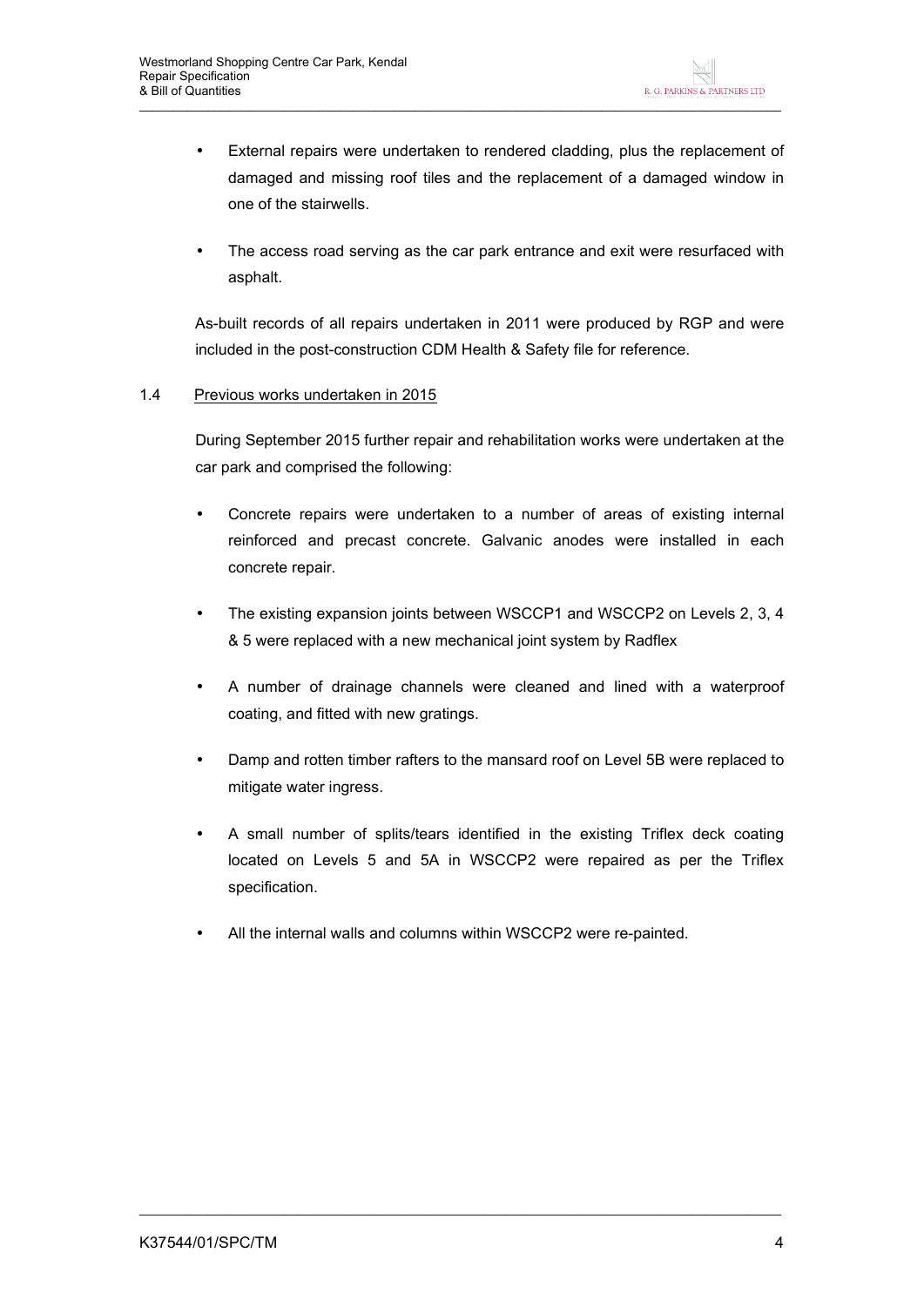- External repairs were undertaken to rendered cladding, plus the replacement of damaged and missing roof tiles and the replacement of a damaged window in one of the stairwells.
- The access road serving as the car park entrance and exit were resurfaced with asphalt.

As-built records of all repairs undertaken in 2011 were produced by RGP and were included in the post-construction CDM Health & Safety file for reference.

1.4 Previous works undertaken in 2015

During September 2015 further repair and rehabilitation works were undertaken at the car park and comprised the following:

- Concrete repairs were undertaken to a number of areas of existing internal reinforced and precast concrete. Galvanic anodes were installed in each concrete repair.
- The existing expansion joints between WSCCP1 and WSCCP2 on Levels 2, 3, 4 & 5 were replaced with a new mechanical joint system by Radflex
- A number of drainage channels were cleaned and lined with a waterproof coating, and fitted with new gratings.
- Damp and rotten timber rafters to the mansard roof on Level 5B were replaced to mitigate water ingress.
- A small number of splits/tears identified in the existing Triflex deck coating located on Levels 5 and 5A in WSCCP2 were repaired as per the Triflex specification.
- All the internal walls and columns within WSCCP2 were re-painted.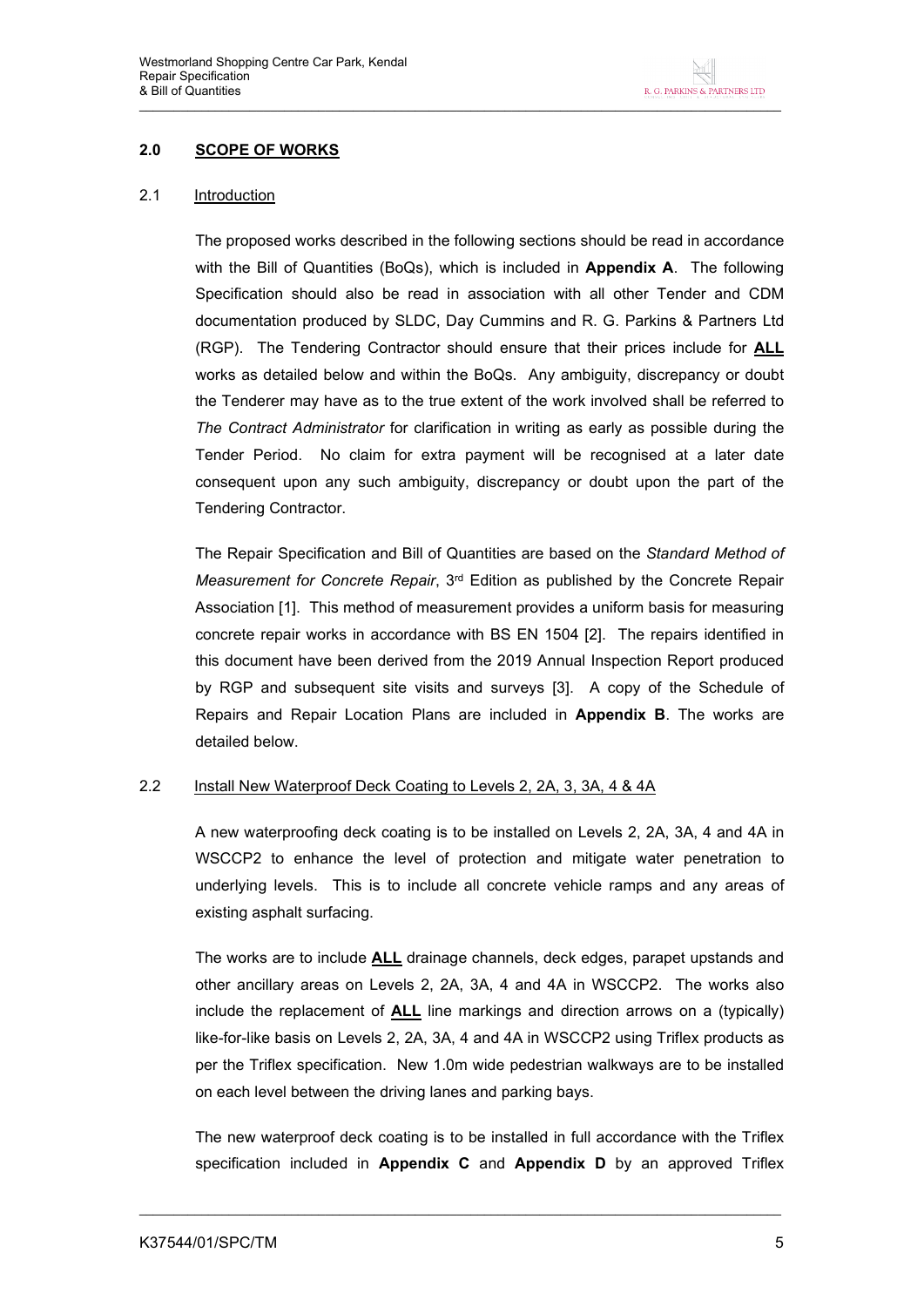## 2.0 SCOPE OF WORKS

### 2.1 Introduction

The proposed works described in the following sections should be read in accordance with the Bill of Quantities (BoQs), which is included in **Appendix A**. The following Specification should also be read in association with all other Tender and CDM documentation produced by SLDC, Day Cummins and R. G. Parkins & Partners Ltd (RGP). The Tendering Contractor should ensure that their prices include for **ALL** works as detailed below and within the BoQs. Any ambiguity, discrepancy or doubt the Tenderer may have as to the true extent of the work involved shall be referred to *The Contract Administrator* for clarification in writing as early as possible during the Tender Period. No claim for extra payment will be recognised at a later date consequent upon any such ambiguity, discrepancy or doubt upon the part of the Tendering Contractor.

The Repair Specification and Bill of Quantities are based on the *Standard Method of Measurement for Concrete Repair*, 3rd Edition as published by the Concrete Repair Association [1]. This method of measurement provides a uniform basis for measuring concrete repair works in accordance with BS EN 1504 [2]. The repairs identified in this document have been derived from the 2019 Annual Inspection Report produced by RGP and subsequent site visits and surveys [3]. A copy of the Schedule of Repairs and Repair Location Plans are included in **Appendix B**. The works are detailed below.

### 2.2 Install New Waterproof Deck Coating to Levels 2, 2A, 3, 3A, 4 & 4A

A new waterproofing deck coating is to be installed on Levels 2, 2A, 3A, 4 and 4A in WSCCP2 to enhance the level of protection and mitigate water penetration to underlying levels. This is to include all concrete vehicle ramps and any areas of existing asphalt surfacing.

The works are to include **ALL** drainage channels, deck edges, parapet upstands and other ancillary areas on Levels 2, 2A, 3A, 4 and 4A in WSCCP2. The works also include the replacement of **ALL** line markings and direction arrows on a (typically) like-for-like basis on Levels 2, 2A, 3A, 4 and 4A in WSCCP2 using Triflex products as per the Triflex specification. New 1.0m wide pedestrian walkways are to be installed on each level between the driving lanes and parking bays.

The new waterproof deck coating is to be installed in full accordance with the Triflex specification included in **Appendix C** and **Appendix D** by an approved Triflex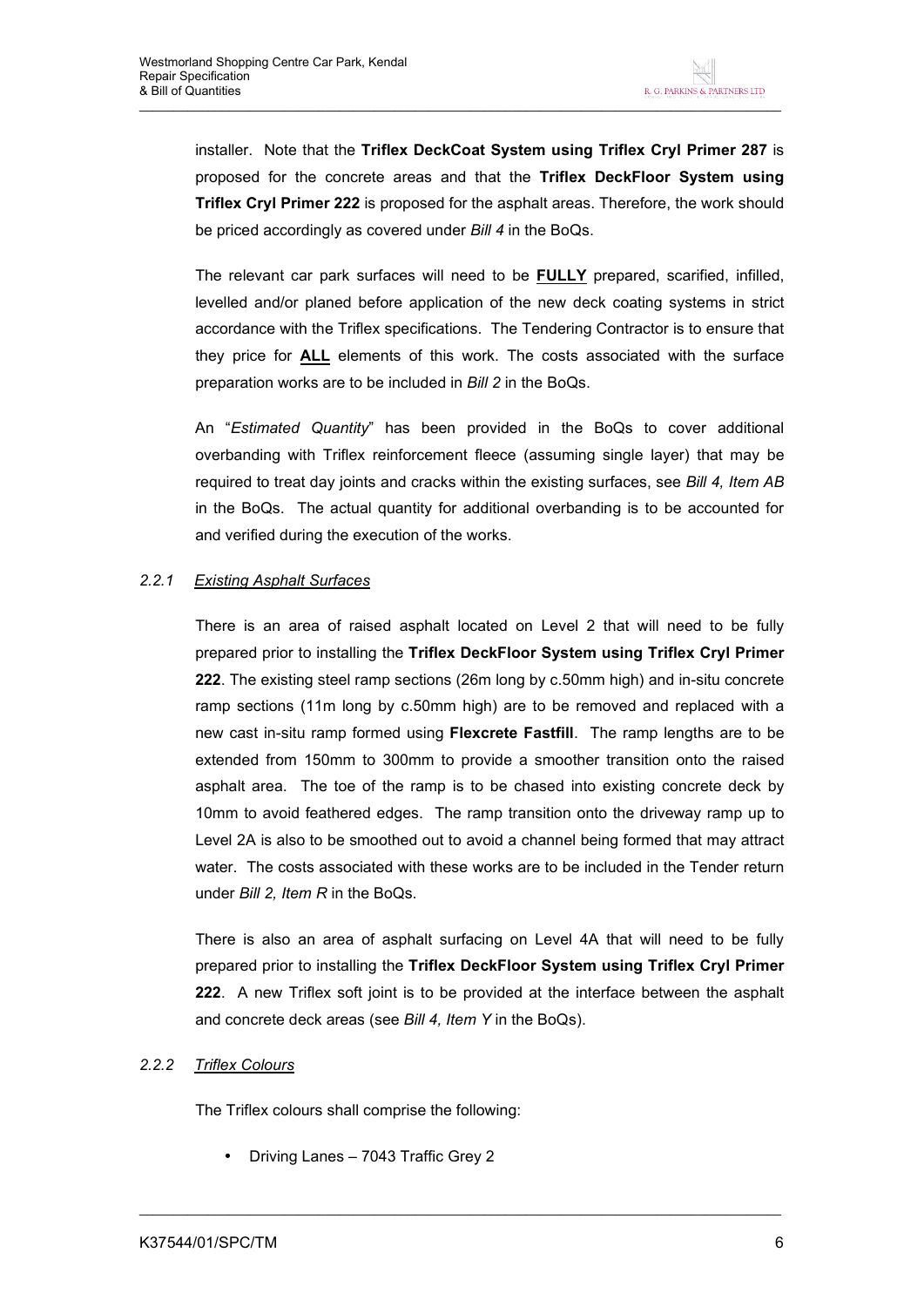installer. Note that the **Triflex DeckCoat System using Triflex Cryl Primer 287** is proposed for the concrete areas and that the **Triflex DeckFloor System using Triflex Cryl Primer 222** is proposed for the asphalt areas. Therefore, the work should be priced accordingly as covered under *Bill 4* in the BoQs.

The relevant car park surfaces will need to be **FULLY** prepared, scarified, infilled, levelled and/or planed before application of the new deck coating systems in strict accordance with the Triflex specifications. The Tendering Contractor is to ensure that they price for **ALL** elements of this work. The costs associated with the surface preparation works are to be included in *Bill 2* in the BoQs.

An "*Estimated Quantity*" has been provided in the BoQs to cover additional overbanding with Triflex reinforcement fleece (assuming single layer) that may be required to treat day joints and cracks within the existing surfaces, see *Bill 4, Item AB* in the BoQs. The actual quantity for additional overbanding is to be accounted for and verified during the execution of the works.

### *2.2.1 Existing Asphalt Surfaces*

There is an area of raised asphalt located on Level 2 that will need to be fully prepared prior to installing the **Triflex DeckFloor System using Triflex Cryl Primer 222**. The existing steel ramp sections (26m long by c.50mm high) and in-situ concrete ramp sections (11m long by c.50mm high) are to be removed and replaced with a new cast in-situ ramp formed using **Flexcrete Fastfill**. The ramp lengths are to be extended from 150mm to 300mm to provide a smoother transition onto the raised asphalt area. The toe of the ramp is to be chased into existing concrete deck by 10mm to avoid feathered edges. The ramp transition onto the driveway ramp up to Level 2A is also to be smoothed out to avoid a channel being formed that may attract water. The costs associated with these works are to be included in the Tender return under *Bill 2, Item R* in the BoQs.

There is also an area of asphalt surfacing on Level 4A that will need to be fully prepared prior to installing the **Triflex DeckFloor System using Triflex Cryl Primer 222**. A new Triflex soft joint is to be provided at the interface between the asphalt and concrete deck areas (see *Bill 4, Item Y* in the BoQs).

### *2.2.2 Triflex Colours*

The Triflex colours shall comprise the following:

- Driving Lanes – 7043 Traffic Grey 2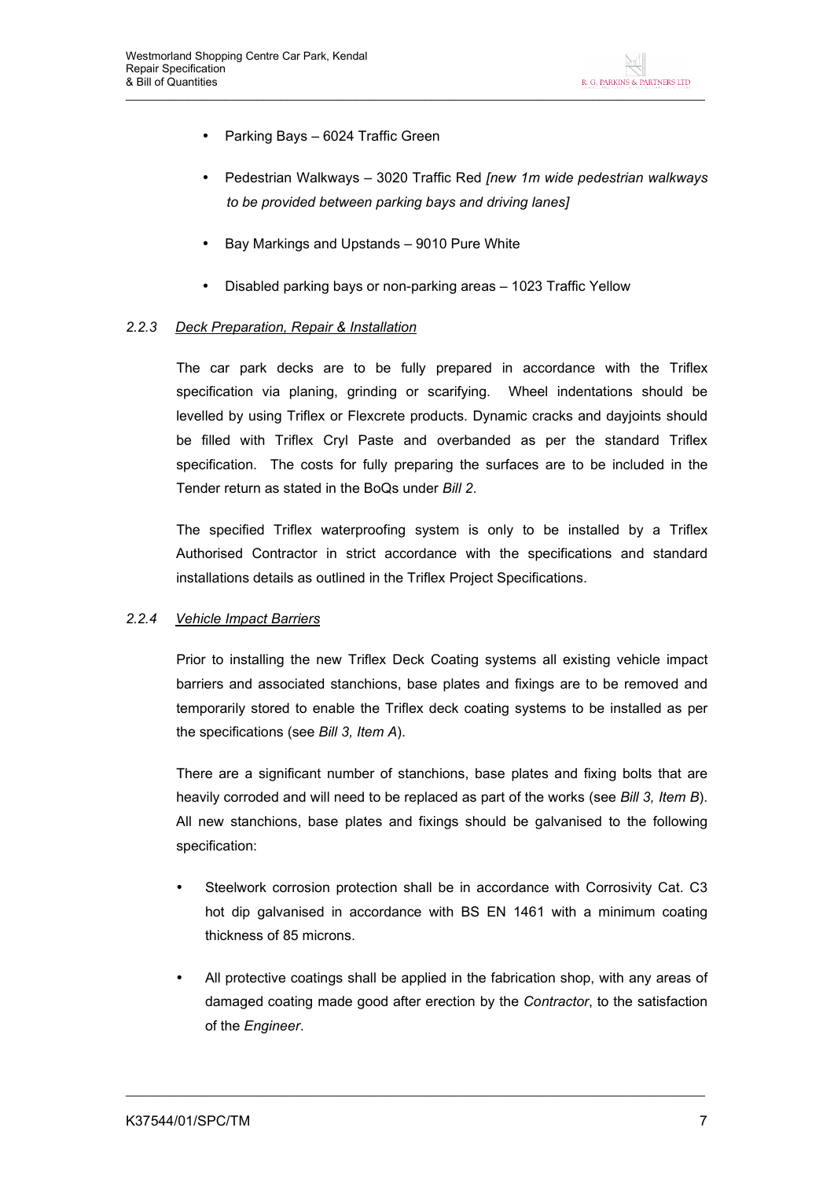- Parking Bays – 6024 Traffic Green
- Pedestrian Walkways – 3020 Traffic Red *[new 1m wide pedestrian walkways to be provided between parking bays and driving lanes]*
- Bay Markings and Upstands – 9010 Pure White
- Disabled parking bays or non-parking areas – 1023 Traffic Yellow

### *2.2.3 Deck Preparation, Repair & Installation*

The car park decks are to be fully prepared in accordance with the Triflex specification via planing, grinding or scarifying. Wheel indentations should be levelled by using Triflex or Flexcrete products. Dynamic cracks and dayjoints should be filled with Triflex Cryl Paste and overbanded as per the standard Triflex specification. The costs for fully preparing the surfaces are to be included in the Tender return as stated in the BoQs under *Bill 2*.

The specified Triflex waterproofing system is only to be installed by a Triflex Authorised Contractor in strict accordance with the specifications and standard installations details as outlined in the Triflex Project Specifications.

### *2.2.4 Vehicle Impact Barriers*

Prior to installing the new Triflex Deck Coating systems all existing vehicle impact barriers and associated stanchions, base plates and fixings are to be removed and temporarily stored to enable the Triflex deck coating systems to be installed as per the specifications (see *Bill 3, Item A*).

There are a significant number of stanchions, base plates and fixing bolts that are heavily corroded and will need to be replaced as part of the works (see *Bill 3, Item B*). All new stanchions, base plates and fixings should be galvanised to the following specification:

- Steelwork corrosion protection shall be in accordance with Corrosivity Cat. C3 hot dip galvanised in accordance with BS EN 1461 with a minimum coating thickness of 85 microns.
- All protective coatings shall be applied in the fabrication shop, with any areas of damaged coating made good after erection by the *Contractor*, to the satisfaction of the *Engineer*.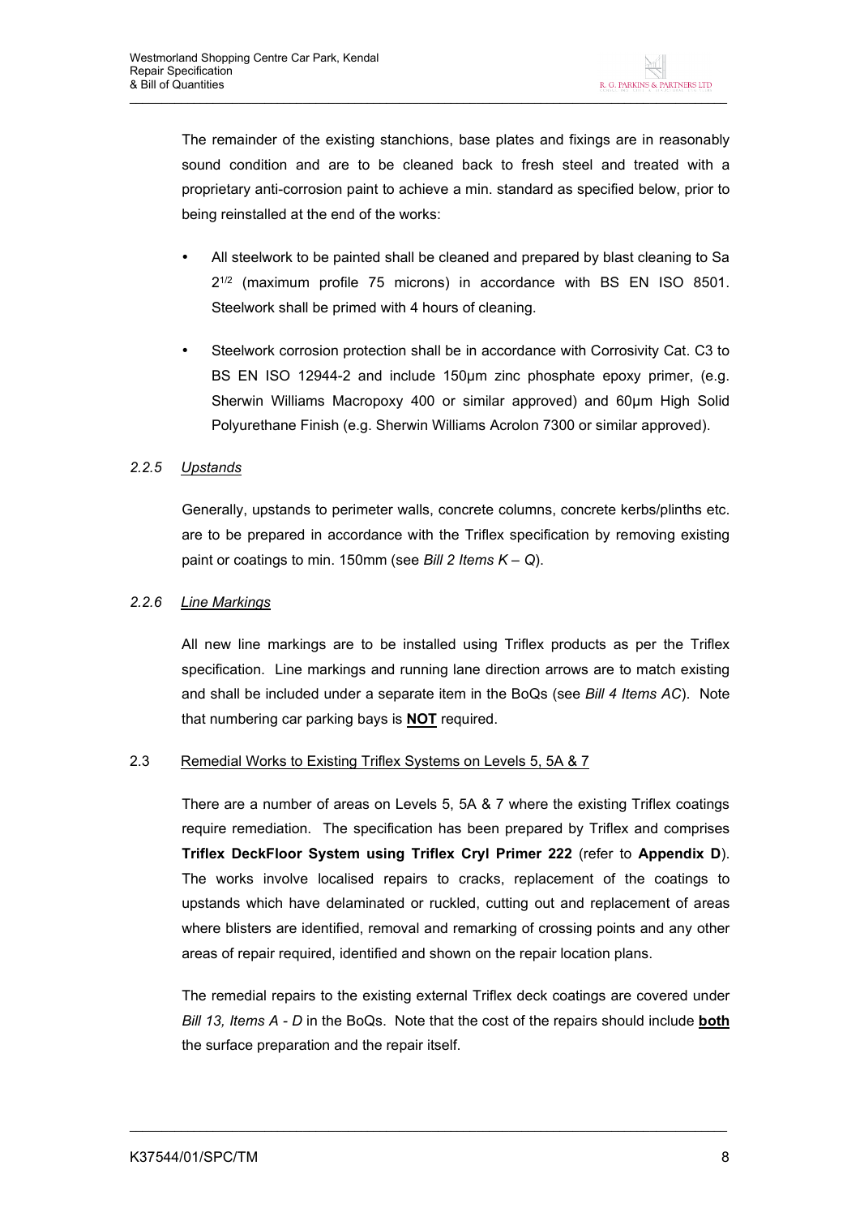The remainder of the existing stanchions, base plates and fixings are in reasonably sound condition and are to be cleaned back to fresh steel and treated with a proprietary anti-corrosion paint to achieve a min. standard as specified below, prior to being reinstalled at the end of the works:

- All steelwork to be painted shall be cleaned and prepared by blast cleaning to Sa $2^{1/2}$ (maximum profile 75 microns) in accordance with BS EN ISO 8501. Steelwork shall be primed with 4 hours of cleaning.
- Steelwork corrosion protection shall be in accordance with Corrosivity Cat. C3 to BS EN ISO 12944-2 and include 150µm zinc phosphate epoxy primer, (e.g. Sherwin Williams Macropoxy 400 or similar approved) and 60µm High Solid Polyurethane Finish (e.g. Sherwin Williams Acrolon 7300 or similar approved).

#### *2.2.5 Upstands*

Generally, upstands to perimeter walls, concrete columns, concrete kerbs/plinths etc. are to be prepared in accordance with the Triflex specification by removing existing paint or coatings to min. 150mm (see *Bill 2 Items K – Q*).

#### *2.2.6 Line Markings*

All new line markings are to be installed using Triflex products as per the Triflex specification. Line markings and running lane direction arrows are to match existing and shall be included under a separate item in the BoQs (see *Bill 4 Items AC*). Note that numbering car parking bays is **NOT** required.

### 2.3 Remedial Works to Existing Triflex Systems on Levels 5, 5A & 7

There are a number of areas on Levels 5, 5A & 7 where the existing Triflex coatings require remediation. The specification has been prepared by Triflex and comprises **Triflex DeckFloor System using Triflex Cryl Primer 222** (refer to **Appendix D**). The works involve localised repairs to cracks, replacement of the coatings to upstands which have delaminated or ruckled, cutting out and replacement of areas where blisters are identified, removal and remarking of crossing points and any other areas of repair required, identified and shown on the repair location plans.

The remedial repairs to the existing external Triflex deck coatings are covered under *Bill 13, Items A - D* in the BoQs. Note that the cost of the repairs should include **both** the surface preparation and the repair itself.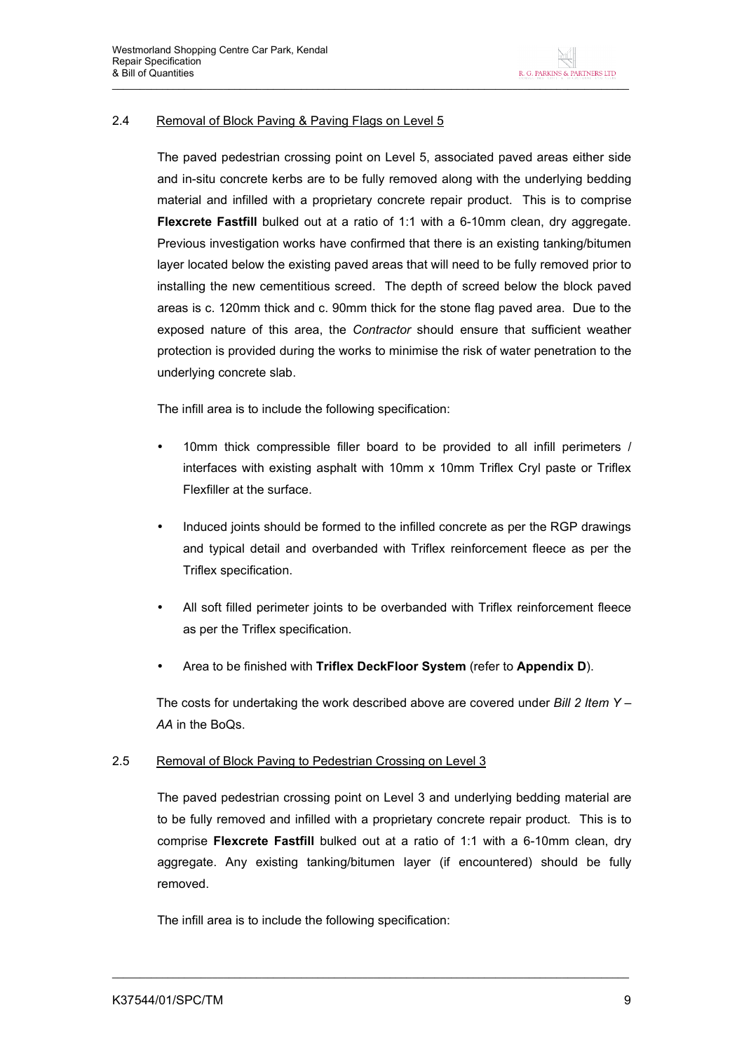### 2.4 Removal of Block Paving & Paving Flags on Level 5

The paved pedestrian crossing point on Level 5, associated paved areas either side and in-situ concrete kerbs are to be fully removed along with the underlying bedding material and infilled with a proprietary concrete repair product. This is to comprise **Flexcrete Fastfill** bulked out at a ratio of 1:1 with a 6-10mm clean, dry aggregate. Previous investigation works have confirmed that there is an existing tanking/bitumen layer located below the existing paved areas that will need to be fully removed prior to installing the new cementitious screed. The depth of screed below the block paved areas is c. 120mm thick and c. 90mm thick for the stone flag paved area. Due to the exposed nature of this area, the *Contractor* should ensure that sufficient weather protection is provided during the works to minimise the risk of water penetration to the underlying concrete slab.

The infill area is to include the following specification:

- 10mm thick compressible filler board to be provided to all infill perimeters / interfaces with existing asphalt with 10mm x 10mm Triflex Cryl paste or Triflex Flexfiller at the surface.
- Induced joints should be formed to the infilled concrete as per the RGP drawings and typical detail and overbanded with Triflex reinforcement fleece as per the Triflex specification.
- All soft filled perimeter joints to be overbanded with Triflex reinforcement fleece as per the Triflex specification.
- Area to be finished with **Triflex DeckFloor System** (refer to **Appendix D**).

The costs for undertaking the work described above are covered under *Bill 2 Item Y – AA* in the BoQs.

### 2.5 Removal of Block Paving to Pedestrian Crossing on Level 3

The paved pedestrian crossing point on Level 3 and underlying bedding material are to be fully removed and infilled with a proprietary concrete repair product. This is to comprise **Flexcrete Fastfill** bulked out at a ratio of 1:1 with a 6-10mm clean, dry aggregate. Any existing tanking/bitumen layer (if encountered) should be fully removed.

The infill area is to include the following specification: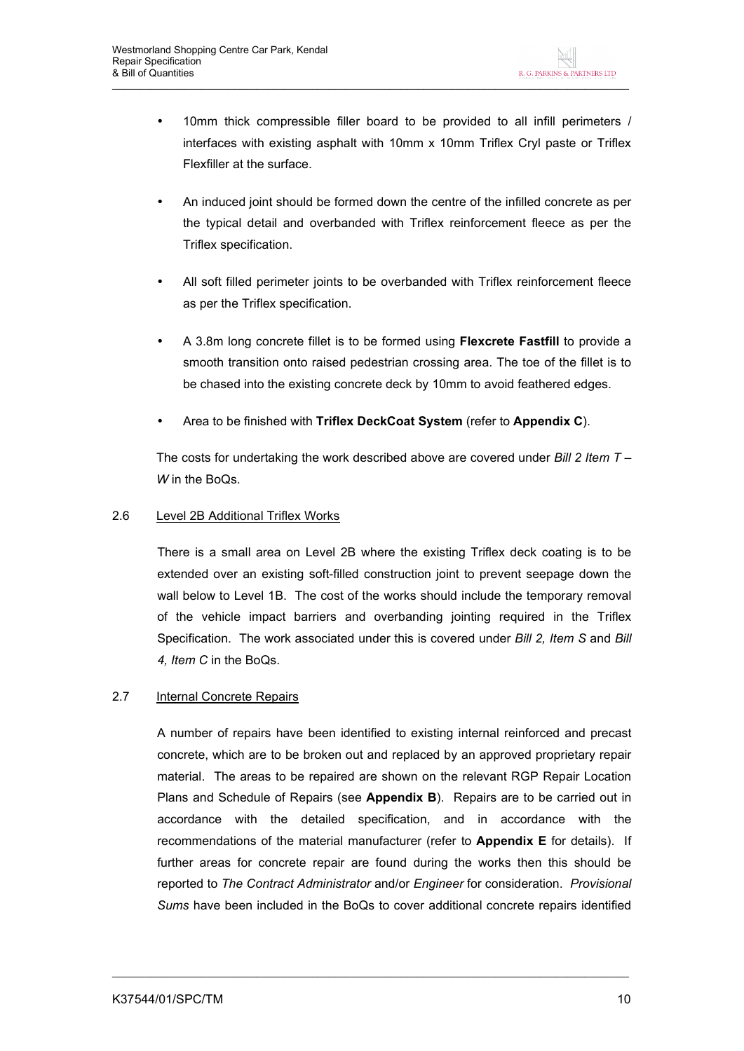- 10mm thick compressible filler board to be provided to all infill perimeters / interfaces with existing asphalt with 10mm x 10mm Triflex Cryl paste or Triflex Flexfiller at the surface.

- An induced joint should be formed down the centre of the infilled concrete as per the typical detail and overbanded with Triflex reinforcement fleece as per the Triflex specification.

- All soft filled perimeter joints to be overbanded with Triflex reinforcement fleece as per the Triflex specification.

- A 3.8m long concrete fillet is to be formed using **Flexcrete Fastfill** to provide a smooth transition onto raised pedestrian crossing area. The toe of the fillet is to be chased into the existing concrete deck by 10mm to avoid feathered edges.

- Area to be finished with **Triflex DeckCoat System** (refer to **Appendix C**).

The costs for undertaking the work described above are covered under *Bill 2 Item T – W* in the BoQs.

## 2.6 Level 2B Additional Triflex Works

There is a small area on Level 2B where the existing Triflex deck coating is to be extended over an existing soft-filled construction joint to prevent seepage down the wall below to Level 1B. The cost of the works should include the temporary removal of the vehicle impact barriers and overbanding jointing required in the Triflex Specification. The work associated under this is covered under *Bill 2, Item S* and *Bill 4, Item C* in the BoQs.

## 2.7 Internal Concrete Repairs

A number of repairs have been identified to existing internal reinforced and precast concrete, which are to be broken out and replaced by an approved proprietary repair material. The areas to be repaired are shown on the relevant RGP Repair Location Plans and Schedule of Repairs (see **Appendix B**). Repairs are to be carried out in accordance with the detailed specification, and in accordance with the recommendations of the material manufacturer (refer to **Appendix E** for details). If further areas for concrete repair are found during the works then this should be reported to *The Contract Administrator* and/or *Engineer* for consideration. *Provisional Sums* have been included in the BoQs to cover additional concrete repairs identified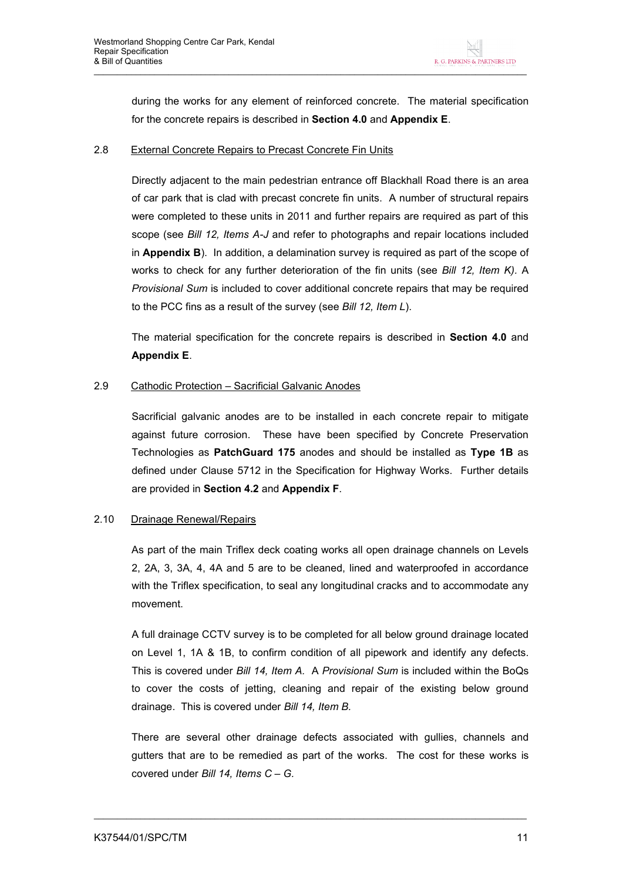during the works for any element of reinforced concrete. The material specification for the concrete repairs is described in **Section 4.0** and **Appendix E**.

### 2.8 External Concrete Repairs to Precast Concrete Fin Units

Directly adjacent to the main pedestrian entrance off Blackhall Road there is an area of car park that is clad with precast concrete fin units. A number of structural repairs were completed to these units in 2011 and further repairs are required as part of this scope (see *Bill 12, Items A-J* and refer to photographs and repair locations included in **Appendix B**). In addition, a delamination survey is required as part of the scope of works to check for any further deterioration of the fin units (see *Bill 12, Item K).* A *Provisional Sum* is included to cover additional concrete repairs that may be required to the PCC fins as a result of the survey (see *Bill 12, Item L*).

The material specification for the concrete repairs is described in **Section 4.0** and **Appendix E**.

### 2.9 Cathodic Protection – Sacrificial Galvanic Anodes

Sacrificial galvanic anodes are to be installed in each concrete repair to mitigate against future corrosion. These have been specified by Concrete Preservation Technologies as **PatchGuard 175** anodes and should be installed as **Type 1B** as defined under Clause 5712 in the Specification for Highway Works. Further details are provided in **Section 4.2** and **Appendix F**.

### 2.10 Drainage Renewal/Repairs

As part of the main Triflex deck coating works all open drainage channels on Levels 2, 2A, 3, 3A, 4, 4A and 5 are to be cleaned, lined and waterproofed in accordance with the Triflex specification, to seal any longitudinal cracks and to accommodate any movement.

A full drainage CCTV survey is to be completed for all below ground drainage located on Level 1, 1A & 1B, to confirm condition of all pipework and identify any defects. This is covered under *Bill 14, Item A.* A *Provisional Sum* is included within the BoQs to cover the costs of jetting, cleaning and repair of the existing below ground drainage. This is covered under *Bill 14, Item B.*

There are several other drainage defects associated with gullies, channels and gutters that are to be remedied as part of the works. The cost for these works is covered under *Bill 14, Items C – G.*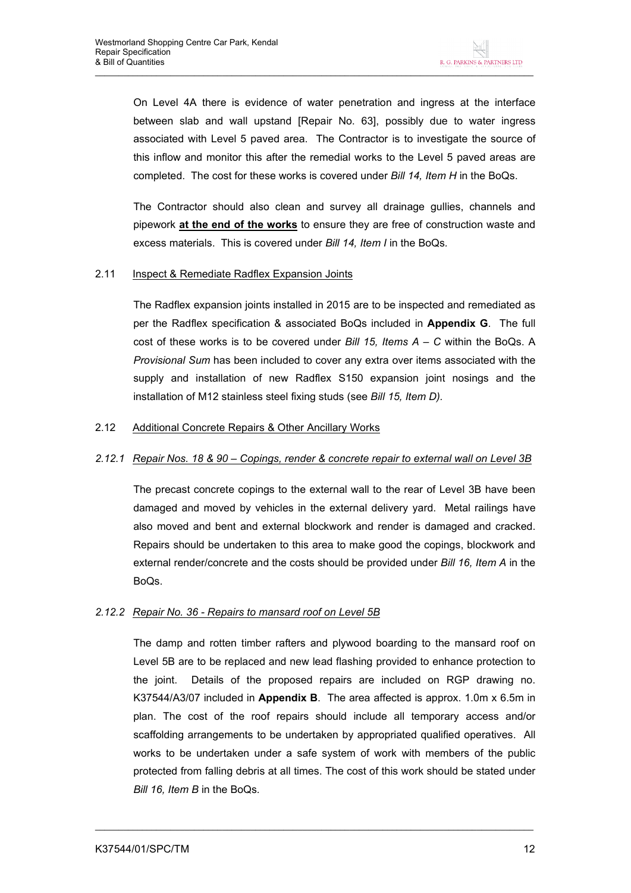On Level 4A there is evidence of water penetration and ingress at the interface between slab and wall upstand [Repair No. 63], possibly due to water ingress associated with Level 5 paved area. The Contractor is to investigate the source of this inflow and monitor this after the remedial works to the Level 5 paved areas are completed. The cost for these works is covered under *Bill 14, Item H* in the BoQs.

The Contractor should also clean and survey all drainage gullies, channels and pipework **at the end of the works** to ensure they are free of construction waste and excess materials. This is covered under *Bill 14, Item I* in the BoQs.

## 2.11 Inspect & Remediate Radflex Expansion Joints

The Radflex expansion joints installed in 2015 are to be inspected and remediated as per the Radflex specification & associated BoQs included in **Appendix G**. The full cost of these works is to be covered under *Bill 15, Items A – C* within the BoQs. A *Provisional Sum* has been included to cover any extra over items associated with the supply and installation of new Radflex S150 expansion joint nosings and the installation of M12 stainless steel fixing studs (see *Bill 15, Item D).*

## 2.12 Additional Concrete Repairs & Other Ancillary Works

### *2.12.1 Repair Nos. 18 & 90 – Copings, render & concrete repair to external wall on Level 3B*

The precast concrete copings to the external wall to the rear of Level 3B have been damaged and moved by vehicles in the external delivery yard. Metal railings have also moved and bent and external blockwork and render is damaged and cracked. Repairs should be undertaken to this area to make good the copings, blockwork and external render/concrete and the costs should be provided under *Bill 16, Item A* in the BoQs.

### *2.12.2 Repair No. 36 - Repairs to mansard roof on Level 5B*

The damp and rotten timber rafters and plywood boarding to the mansard roof on Level 5B are to be replaced and new lead flashing provided to enhance protection to the joint. Details of the proposed repairs are included on RGP drawing no. K37544/A3/07 included in **Appendix B**. The area affected is approx. 1.0m x 6.5m in plan. The cost of the roof repairs should include all temporary access and/or scaffolding arrangements to be undertaken by appropriated qualified operatives. All works to be undertaken under a safe system of work with members of the public protected from falling debris at all times. The cost of this work should be stated under *Bill 16, Item B* in the BoQs.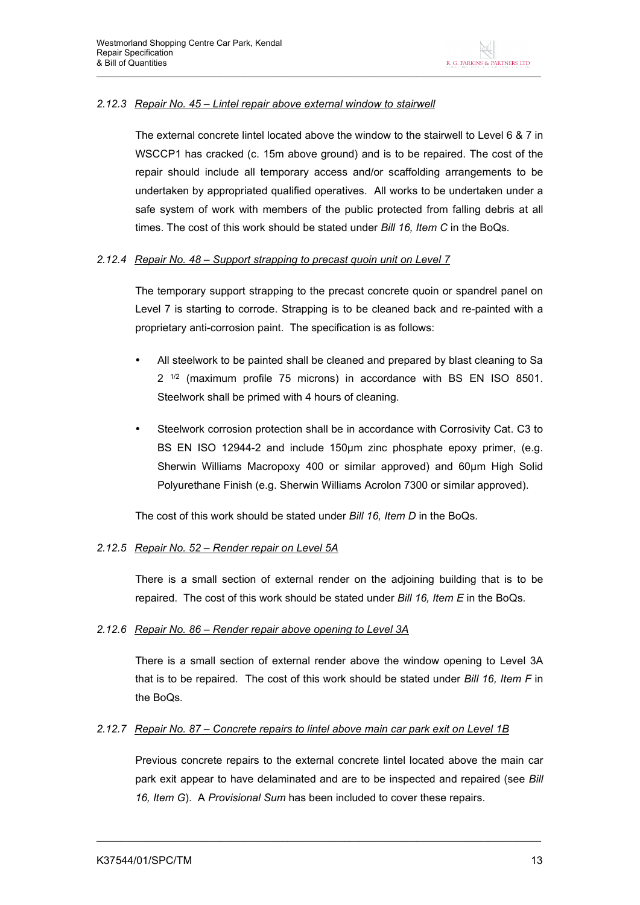### 2.12.3 Repair No. 45 – Lintel repair above external window to stairwell

The external concrete lintel located above the window to the stairwell to Level 6 & 7 in WSCCP1 has cracked (c. 15m above ground) and is to be repaired. The cost of the repair should include all temporary access and/or scaffolding arrangements to be undertaken by appropriated qualified operatives. All works to be undertaken under a safe system of work with members of the public protected from falling debris at all times. The cost of this work should be stated under *Bill 16, Item C* in the BoQs.

### 2.12.4 Repair No. 48 – Support strapping to precast quoin unit on Level 7

The temporary support strapping to the precast concrete quoin or spandrel panel on Level 7 is starting to corrode. Strapping is to be cleaned back and re-painted with a proprietary anti-corrosion paint. The specification is as follows:

- All steelwork to be painted shall be cleaned and prepared by blast cleaning to Sa 2 $^{1/2}$ (maximum profile 75 microns) in accordance with BS EN ISO 8501. Steelwork shall be primed with 4 hours of cleaning.
- Steelwork corrosion protection shall be in accordance with Corrosivity Cat. C3 to BS EN ISO 12944-2 and include 150µm zinc phosphate epoxy primer, (e.g. Sherwin Williams Macropoxy 400 or similar approved) and 60µm High Solid Polyurethane Finish (e.g. Sherwin Williams Acrolon 7300 or similar approved).

The cost of this work should be stated under *Bill 16, Item D* in the BoQs.

### 2.12.5 Repair No. 52 – Render repair on Level 5A

There is a small section of external render on the adjoining building that is to be repaired. The cost of this work should be stated under *Bill 16, Item E* in the BoQs.

### 2.12.6 Repair No. 86 – Render repair above opening to Level 3A

There is a small section of external render above the window opening to Level 3A that is to be repaired. The cost of this work should be stated under *Bill 16, Item F* in the BoQs.

### 2.12.7 Repair No. 87 – Concrete repairs to lintel above main car park exit on Level 1B

Previous concrete repairs to the external concrete lintel located above the main car park exit appear to have delaminated and are to be inspected and repaired (see *Bill 16, Item G*). A *Provisional Sum* has been included to cover these repairs.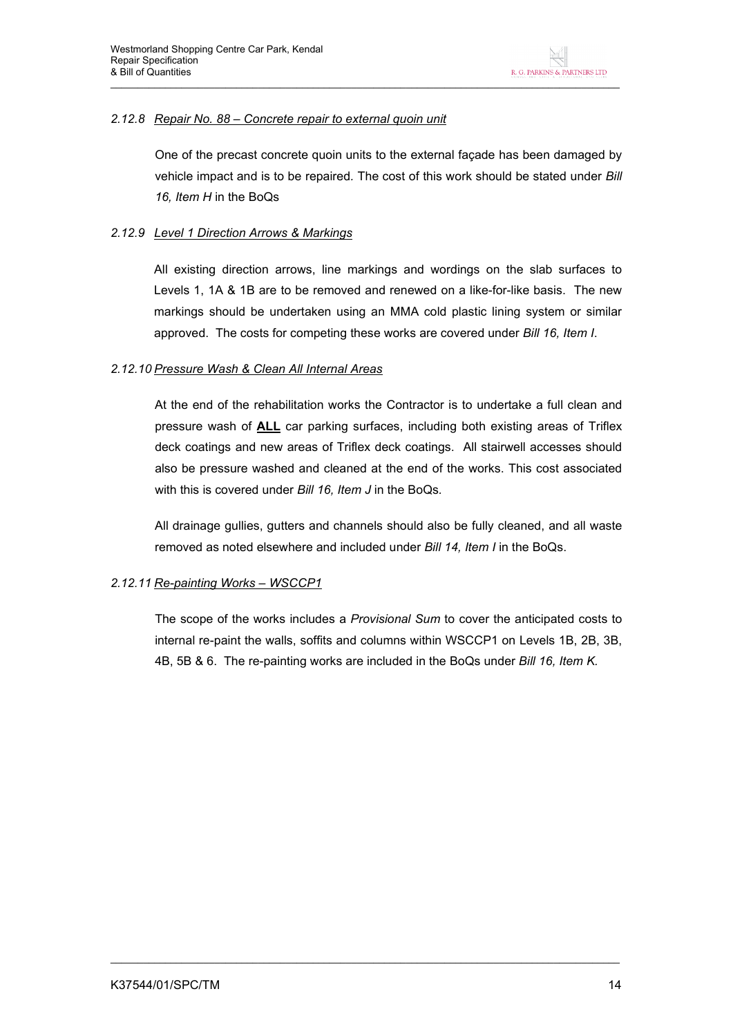### 2.12.8 Repair No. 88 – Concrete repair to external quoin unit

One of the precast concrete quoin units to the external façade has been damaged by vehicle impact and is to be repaired. The cost of this work should be stated under *Bill 16, Item H* in the BoQs

### 2.12.9 Level 1 Direction Arrows & Markings

All existing direction arrows, line markings and wordings on the slab surfaces to Levels 1, 1A & 1B are to be removed and renewed on a like-for-like basis. The new markings should be undertaken using an MMA cold plastic lining system or similar approved. The costs for competing these works are covered under *Bill 16, Item I*.

### 2.12.10 Pressure Wash & Clean All Internal Areas

At the end of the rehabilitation works the Contractor is to undertake a full clean and pressure wash of **ALL** car parking surfaces, including both existing areas of Triflex deck coatings and new areas of Triflex deck coatings. All stairwell accesses should also be pressure washed and cleaned at the end of the works. This cost associated with this is covered under *Bill 16, Item J* in the BoQs.

All drainage gullies, gutters and channels should also be fully cleaned, and all waste removed as noted elsewhere and included under *Bill 14, Item I* in the BoQs.

### 2.12.11 Re-painting Works – WSCCP1

The scope of the works includes a *Provisional Sum* to cover the anticipated costs to internal re-paint the walls, soffits and columns within WSCCP1 on Levels 1B, 2B, 3B, 4B, 5B & 6. The re-painting works are included in the BoQs under *Bill 16, Item K.*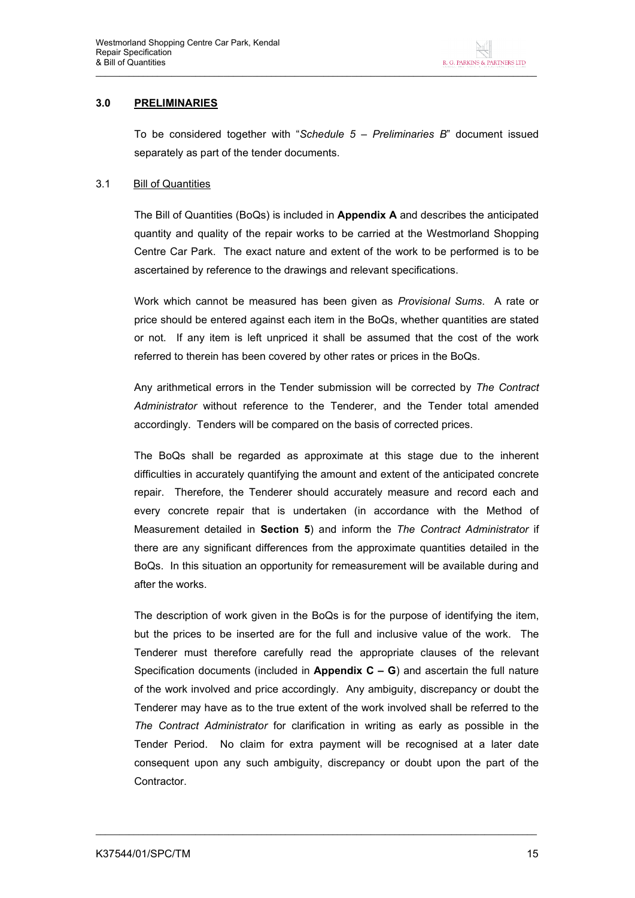## 3.0 PRELIMINARIES

To be considered together with "*Schedule 5 – Preliminaries B*" document issued separately as part of the tender documents.

### 3.1 Bill of Quantities

The Bill of Quantities (BoQs) is included in **Appendix A** and describes the anticipated quantity and quality of the repair works to be carried at the Westmorland Shopping Centre Car Park. The exact nature and extent of the work to be performed is to be ascertained by reference to the drawings and relevant specifications.

Work which cannot be measured has been given as *Provisional Sums*. A rate or price should be entered against each item in the BoQs, whether quantities are stated or not. If any item is left unpriced it shall be assumed that the cost of the work referred to therein has been covered by other rates or prices in the BoQs.

Any arithmetical errors in the Tender submission will be corrected by *The Contract Administrator* without reference to the Tenderer, and the Tender total amended accordingly. Tenders will be compared on the basis of corrected prices.

The BoQs shall be regarded as approximate at this stage due to the inherent difficulties in accurately quantifying the amount and extent of the anticipated concrete repair. Therefore, the Tenderer should accurately measure and record each and every concrete repair that is undertaken (in accordance with the Method of Measurement detailed in **Section 5**) and inform the *The Contract Administrator* if there are any significant differences from the approximate quantities detailed in the BoQs. In this situation an opportunity for remeasurement will be available during and after the works.

The description of work given in the BoQs is for the purpose of identifying the item, but the prices to be inserted are for the full and inclusive value of the work. The Tenderer must therefore carefully read the appropriate clauses of the relevant Specification documents (included in **Appendix C – G**) and ascertain the full nature of the work involved and price accordingly. Any ambiguity, discrepancy or doubt the Tenderer may have as to the true extent of the work involved shall be referred to the *The Contract Administrator* for clarification in writing as early as possible in the Tender Period. No claim for extra payment will be recognised at a later date consequent upon any such ambiguity, discrepancy or doubt upon the part of the Contractor.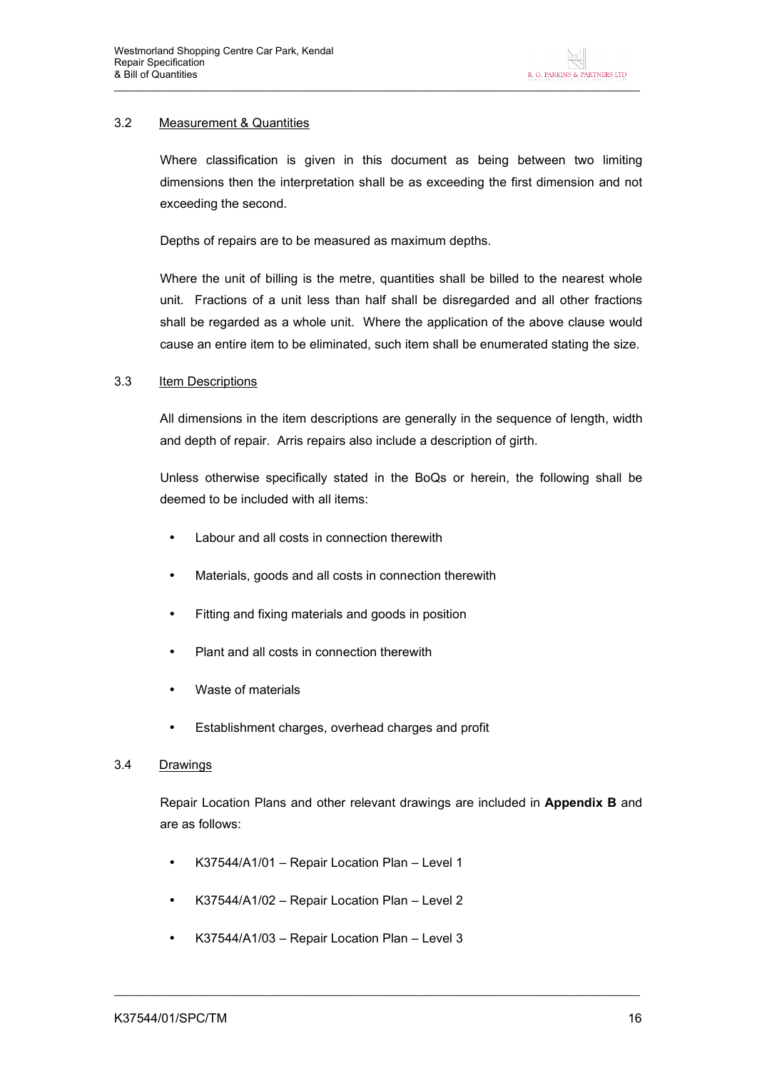### 3.2 Measurement & Quantities

Where classification is given in this document as being between two limiting dimensions then the interpretation shall be as exceeding the first dimension and not exceeding the second.

Depths of repairs are to be measured as maximum depths.

Where the unit of billing is the metre, quantities shall be billed to the nearest whole unit. Fractions of a unit less than half shall be disregarded and all other fractions shall be regarded as a whole unit. Where the application of the above clause would cause an entire item to be eliminated, such item shall be enumerated stating the size.

### 3.3 Item Descriptions

All dimensions in the item descriptions are generally in the sequence of length, width and depth of repair. Arris repairs also include a description of girth.

Unless otherwise specifically stated in the BoQs or herein, the following shall be deemed to be included with all items:

- Labour and all costs in connection therewith
- Materials, goods and all costs in connection therewith
- Fitting and fixing materials and goods in position
- Plant and all costs in connection therewith
- Waste of materials
- Establishment charges, overhead charges and profit

### 3.4 Drawings

Repair Location Plans and other relevant drawings are included in **Appendix B** and are as follows:

- K37544/A1/01 – Repair Location Plan – Level 1
- K37544/A1/02 – Repair Location Plan – Level 2
- K37544/A1/03 – Repair Location Plan – Level 3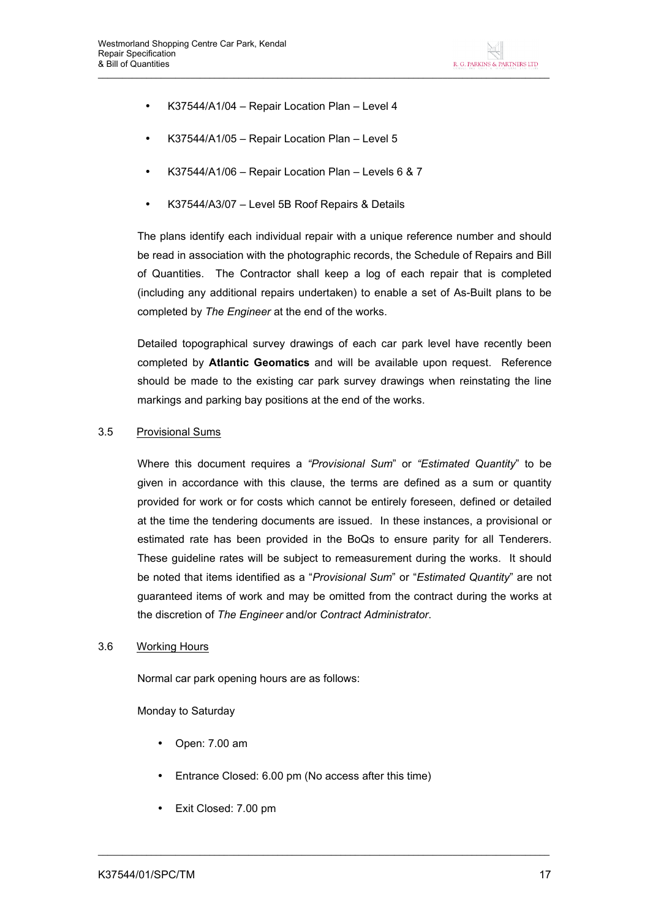- K37544/A1/04 – Repair Location Plan – Level 4
- K37544/A1/05 – Repair Location Plan – Level 5
- K37544/A1/06 – Repair Location Plan – Levels 6 & 7
- K37544/A3/07 – Level 5B Roof Repairs & Details

The plans identify each individual repair with a unique reference number and should be read in association with the photographic records, the Schedule of Repairs and Bill of Quantities. The Contractor shall keep a log of each repair that is completed (including any additional repairs undertaken) to enable a set of As-Built plans to be completed by *The Engineer* at the end of the works.

Detailed topographical survey drawings of each car park level have recently been completed by **Atlantic Geomatics** and will be available upon request. Reference should be made to the existing car park survey drawings when reinstating the line markings and parking bay positions at the end of the works.

### 3.5 Provisional Sums

Where this document requires a *"Provisional Sum"* or *"Estimated Quantity"* to be given in accordance with this clause, the terms are defined as a sum or quantity provided for work or for costs which cannot be entirely foreseen, defined or detailed at the time the tendering documents are issued. In these instances, a provisional or estimated rate has been provided in the BoQs to ensure parity for all Tenderers. These guideline rates will be subject to remeasurement during the works. It should be noted that items identified as a "*Provisional Sum*" or "*Estimated Quantity*" are not guaranteed items of work and may be omitted from the contract during the works at the discretion of *The Engineer* and/or *Contract Administrator*.

### 3.6 Working Hours

Normal car park opening hours are as follows:

Monday to Saturday

- Open: 7.00 am
- Entrance Closed: 6.00 pm (No access after this time)
- Exit Closed: 7.00 pm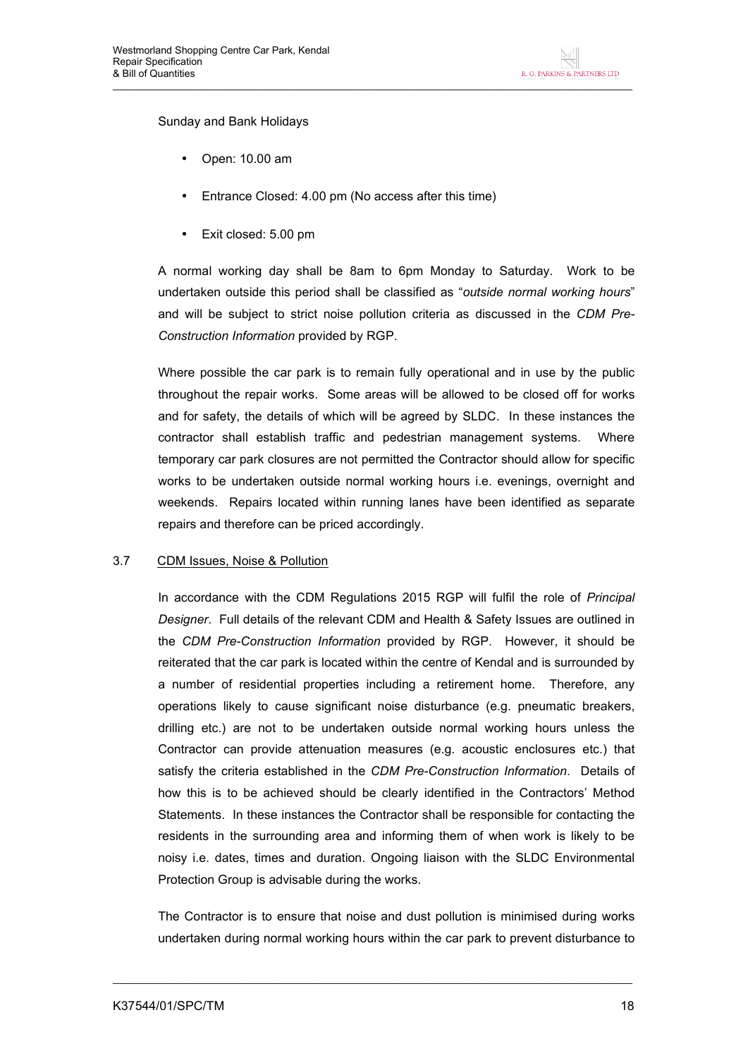Sunday and Bank Holidays

- Open: 10.00 am
- Entrance Closed: 4.00 pm (No access after this time)
- Exit closed: 5.00 pm

A normal working day shall be 8am to 6pm Monday to Saturday. Work to be undertaken outside this period shall be classified as "*outside normal working hours*" and will be subject to strict noise pollution criteria as discussed in the *CDM Pre-Construction Information* provided by RGP.

Where possible the car park is to remain fully operational and in use by the public throughout the repair works. Some areas will be allowed to be closed off for works and for safety, the details of which will be agreed by SLDC. In these instances the contractor shall establish traffic and pedestrian management systems. Where temporary car park closures are not permitted the Contractor should allow for specific works to be undertaken outside normal working hours i.e. evenings, overnight and weekends. Repairs located within running lanes have been identified as separate repairs and therefore can be priced accordingly.

### 3.7 CDM Issues, Noise & Pollution

In accordance with the CDM Regulations 2015 RGP will fulfil the role of *Principal Designer*. Full details of the relevant CDM and Health & Safety Issues are outlined in the *CDM Pre-Construction Information* provided by RGP. However, it should be reiterated that the car park is located within the centre of Kendal and is surrounded by a number of residential properties including a retirement home. Therefore, any operations likely to cause significant noise disturbance (e.g. pneumatic breakers, drilling etc.) are not to be undertaken outside normal working hours unless the Contractor can provide attenuation measures (e.g. acoustic enclosures etc.) that satisfy the criteria established in the *CDM Pre-Construction Information*. Details of how this is to be achieved should be clearly identified in the Contractors' Method Statements. In these instances the Contractor shall be responsible for contacting the residents in the surrounding area and informing them of when work is likely to be noisy i.e. dates, times and duration. Ongoing liaison with the SLDC Environmental Protection Group is advisable during the works.

The Contractor is to ensure that noise and dust pollution is minimised during works undertaken during normal working hours within the car park to prevent disturbance to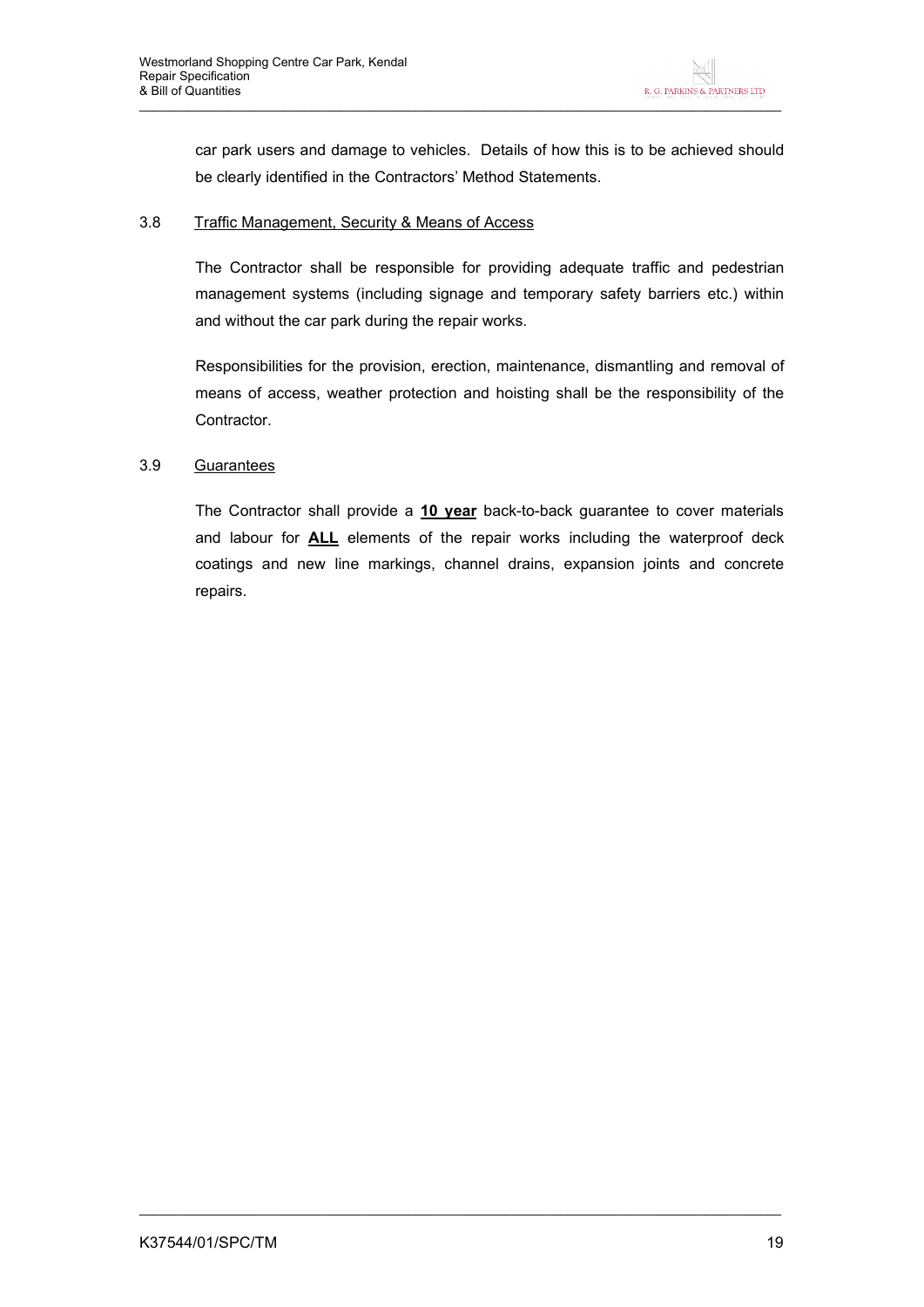car park users and damage to vehicles. Details of how this is to be achieved should be clearly identified in the Contractors' Method Statements.

### 3.8 Traffic Management, Security & Means of Access

The Contractor shall be responsible for providing adequate traffic and pedestrian management systems (including signage and temporary safety barriers etc.) within and without the car park during the repair works.

Responsibilities for the provision, erection, maintenance, dismantling and removal of means of access, weather protection and hoisting shall be the responsibility of the Contractor.

### 3.9 Guarantees

The Contractor shall provide a **10 year** back-to-back guarantee to cover materials and labour for **ALL** elements of the repair works including the waterproof deck coatings and new line markings, channel drains, expansion joints and concrete repairs.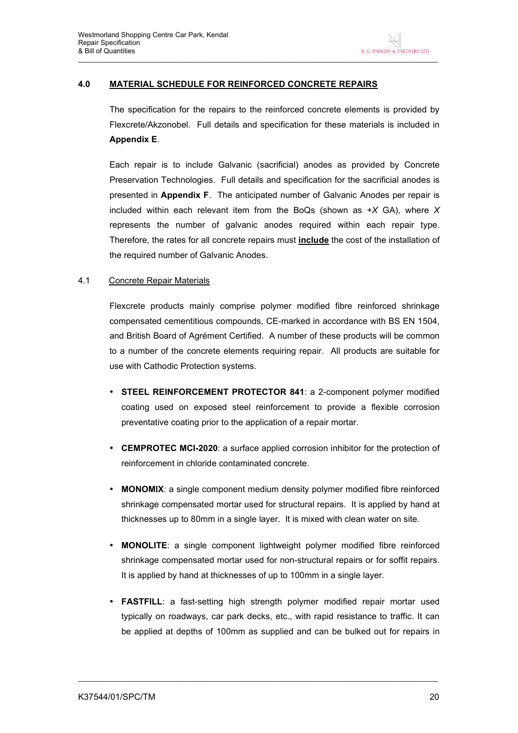## 4.0 MATERIAL SCHEDULE FOR REINFORCED CONCRETE REPAIRS

The specification for the repairs to the reinforced concrete elements is provided by Flexcrete/Akzonobel. Full details and specification for these materials is included in **Appendix E**.

Each repair is to include Galvanic (sacrificial) anodes as provided by Concrete Preservation Technologies. Full details and specification for the sacrificial anodes is presented in **Appendix F**. The anticipated number of Galvanic Anodes per repair is included within each relevant item from the BoQs (shown as *+X* GA), where *X* represents the number of galvanic anodes required within each repair type. Therefore, the rates for all concrete repairs must **include** the cost of the installation of the required number of Galvanic Anodes.

### 4.1 Concrete Repair Materials

Flexcrete products mainly comprise polymer modified fibre reinforced shrinkage compensated cementitious compounds, CE-marked in accordance with BS EN 1504, and British Board of Agrément Certified. A number of these products will be common to a number of the concrete elements requiring repair. All products are suitable for use with Cathodic Protection systems.

- **STEEL REINFORCEMENT PROTECTOR 841**: a 2-component polymer modified coating used on exposed steel reinforcement to provide a flexible corrosion preventative coating prior to the application of a repair mortar.
- **CEMPROTEC MCI-2020**: a surface applied corrosion inhibitor for the protection of reinforcement in chloride contaminated concrete.
- **MONOMIX**: a single component medium density polymer modified fibre reinforced shrinkage compensated mortar used for structural repairs. It is applied by hand at thicknesses up to 80mm in a single layer. It is mixed with clean water on site.
- **MONOLITE**: a single component lightweight polymer modified fibre reinforced shrinkage compensated mortar used for non-structural repairs or for soffit repairs. It is applied by hand at thicknesses of up to 100mm in a single layer.
- **FASTFILL**: a fast-setting high strength polymer modified repair mortar used typically on roadways, car park decks, etc., with rapid resistance to traffic. It can be applied at depths of 100mm as supplied and can be bulked out for repairs in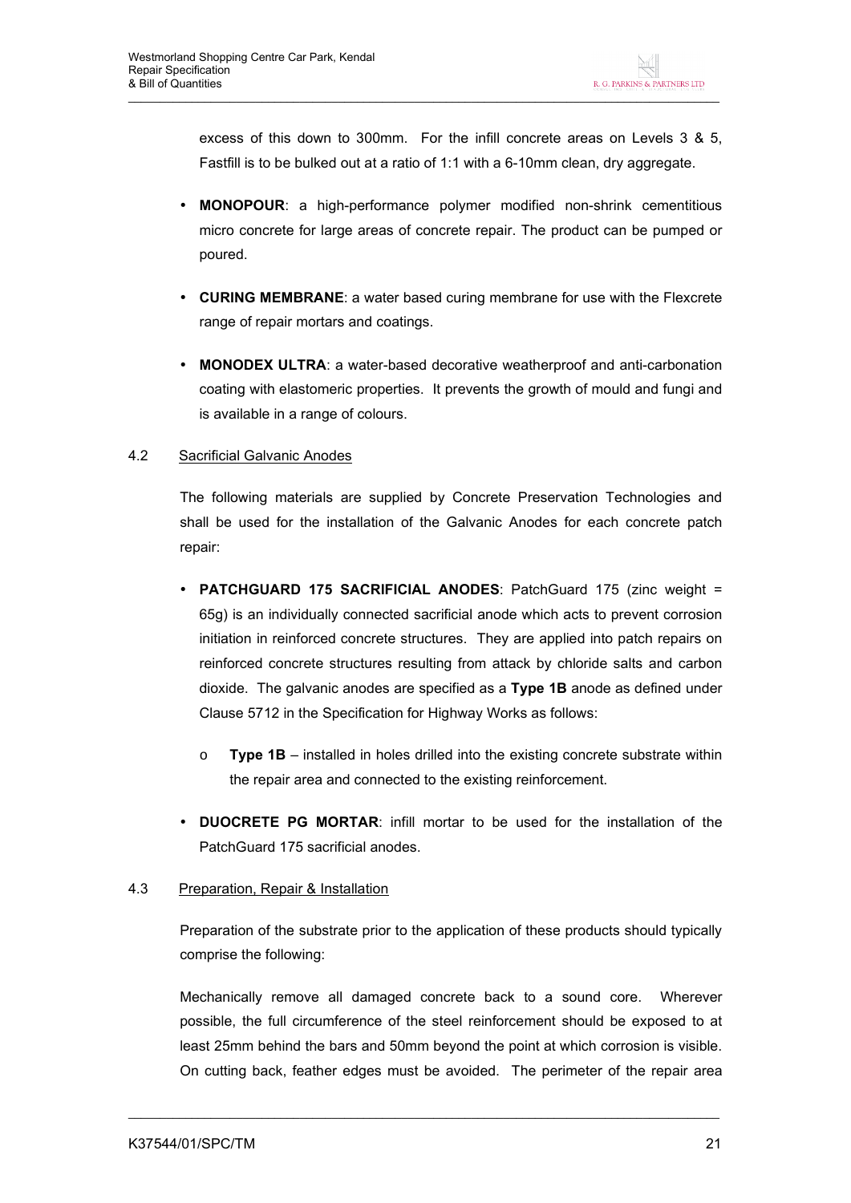excess of this down to 300mm. For the infill concrete areas on Levels 3 & 5, Fastfill is to be bulked out at a ratio of 1:1 with a 6-10mm clean, dry aggregate.

- **MONOPOUR**: a high-performance polymer modified non-shrink cementitious micro concrete for large areas of concrete repair. The product can be pumped or poured.
- **CURING MEMBRANE**: a water based curing membrane for use with the Flexcrete range of repair mortars and coatings.
- **MONODEX ULTRA**: a water-based decorative weatherproof and anti-carbonation coating with elastomeric properties. It prevents the growth of mould and fungi and is available in a range of colours.

### 4.2 Sacrificial Galvanic Anodes

The following materials are supplied by Concrete Preservation Technologies and shall be used for the installation of the Galvanic Anodes for each concrete patch repair:

- **PATCHGUARD 175 SACRIFICIAL ANODES**: PatchGuard 175 (zinc weight = 65g) is an individually connected sacrificial anode which acts to prevent corrosion initiation in reinforced concrete structures. They are applied into patch repairs on reinforced concrete structures resulting from attack by chloride salts and carbon dioxide. The galvanic anodes are specified as a **Type 1B** anode as defined under Clause 5712 in the Specification for Highway Works as follows:
  - **Type 1B** – installed in holes drilled into the existing concrete substrate within the repair area and connected to the existing reinforcement.
- **DUOCRETE PG MORTAR**: infill mortar to be used for the installation of the PatchGuard 175 sacrificial anodes.

### 4.3 Preparation, Repair & Installation

Preparation of the substrate prior to the application of these products should typically comprise the following:

Mechanically remove all damaged concrete back to a sound core. Wherever possible, the full circumference of the steel reinforcement should be exposed to at least 25mm behind the bars and 50mm beyond the point at which corrosion is visible. On cutting back, feather edges must be avoided. The perimeter of the repair area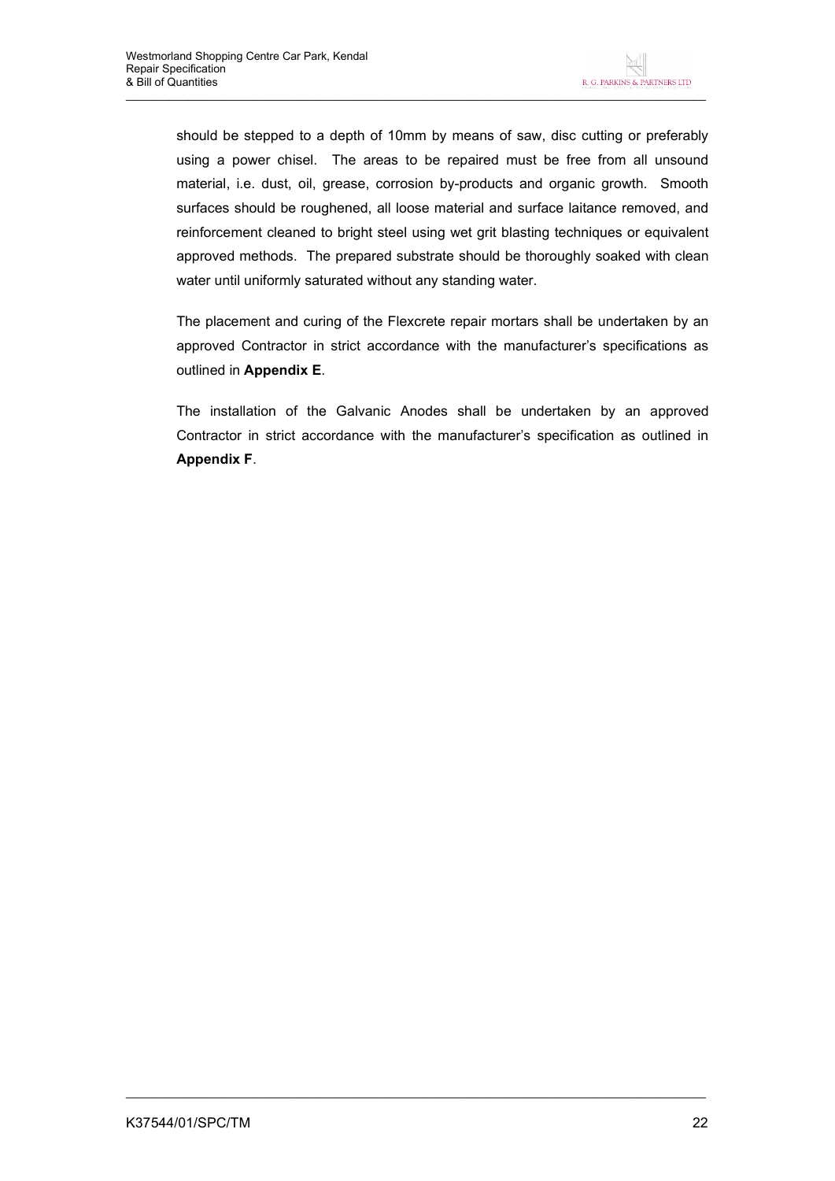should be stepped to a depth of 10mm by means of saw, disc cutting or preferably using a power chisel. The areas to be repaired must be free from all unsound material, i.e. dust, oil, grease, corrosion by-products and organic growth. Smooth surfaces should be roughened, all loose material and surface laitance removed, and reinforcement cleaned to bright steel using wet grit blasting techniques or equivalent approved methods. The prepared substrate should be thoroughly soaked with clean water until uniformly saturated without any standing water.

The placement and curing of the Flexcrete repair mortars shall be undertaken by an approved Contractor in strict accordance with the manufacturer's specifications as outlined in **Appendix E**.

The installation of the Galvanic Anodes shall be undertaken by an approved Contractor in strict accordance with the manufacturer's specification as outlined in **Appendix F**.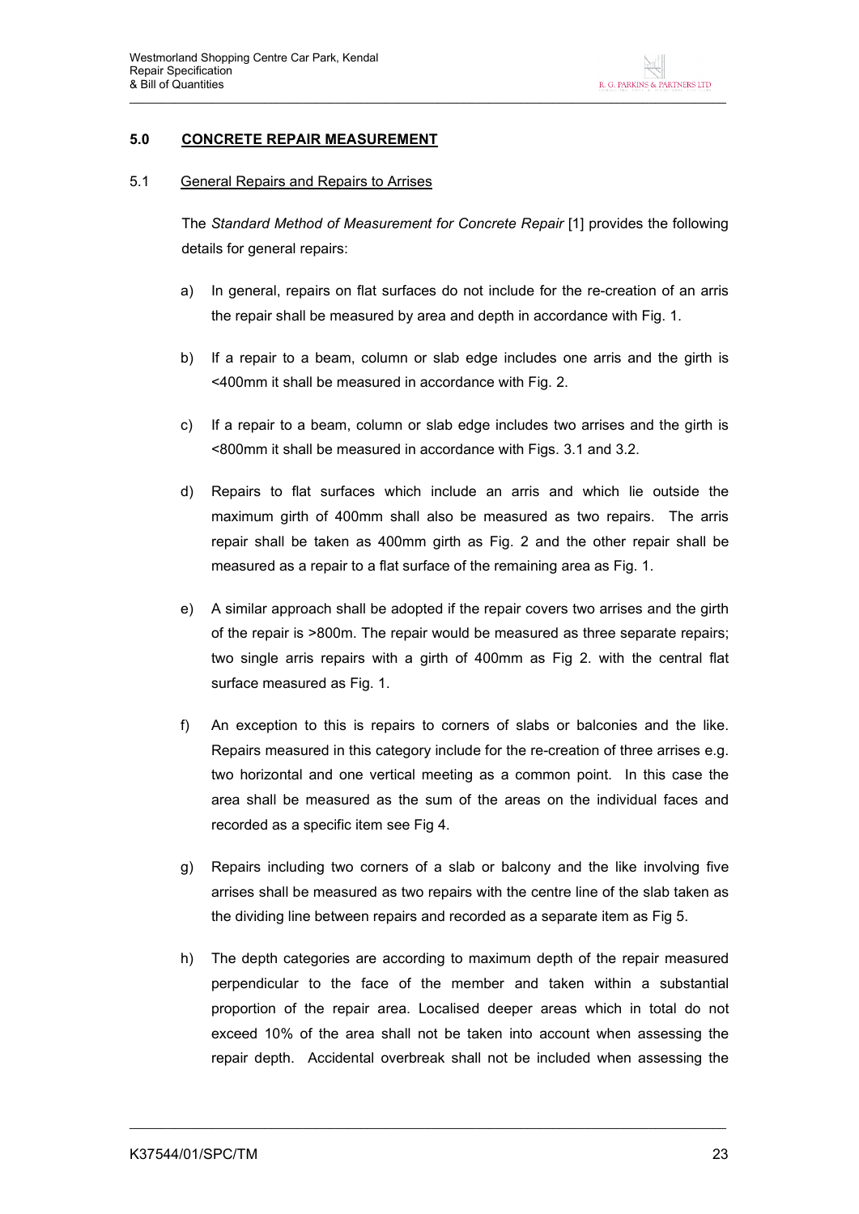## 5.0 CONCRETE REPAIR MEASUREMENT

### 5.1 General Repairs and Repairs to Arrises

The *Standard Method of Measurement for Concrete Repair* [1] provides the following details for general repairs:

a) In general, repairs on flat surfaces do not include for the re-creation of an arris the repair shall be measured by area and depth in accordance with Fig. 1.

b) If a repair to a beam, column or slab edge includes one arris and the girth is <400mm it shall be measured in accordance with Fig. 2.

c) If a repair to a beam, column or slab edge includes two arrises and the girth is <800mm it shall be measured in accordance with Figs. 3.1 and 3.2.

d) Repairs to flat surfaces which include an arris and which lie outside the maximum girth of 400mm shall also be measured as two repairs. The arris repair shall be taken as 400mm girth as Fig. 2 and the other repair shall be measured as a repair to a flat surface of the remaining area as Fig. 1.

e) A similar approach shall be adopted if the repair covers two arrises and the girth of the repair is >800m. The repair would be measured as three separate repairs; two single arris repairs with a girth of 400mm as Fig 2. with the central flat surface measured as Fig. 1.

f) An exception to this is repairs to corners of slabs or balconies and the like. Repairs measured in this category include for the re-creation of three arrises e.g. two horizontal and one vertical meeting as a common point. In this case the area shall be measured as the sum of the areas on the individual faces and recorded as a specific item see Fig 4.

g) Repairs including two corners of a slab or balcony and the like involving five arrises shall be measured as two repairs with the centre line of the slab taken as the dividing line between repairs and recorded as a separate item as Fig 5.

h) The depth categories are according to maximum depth of the repair measured perpendicular to the face of the member and taken within a substantial proportion of the repair area. Localised deeper areas which in total do not exceed 10% of the area shall not be taken into account when assessing the repair depth. Accidental overbreak shall not be included when assessing the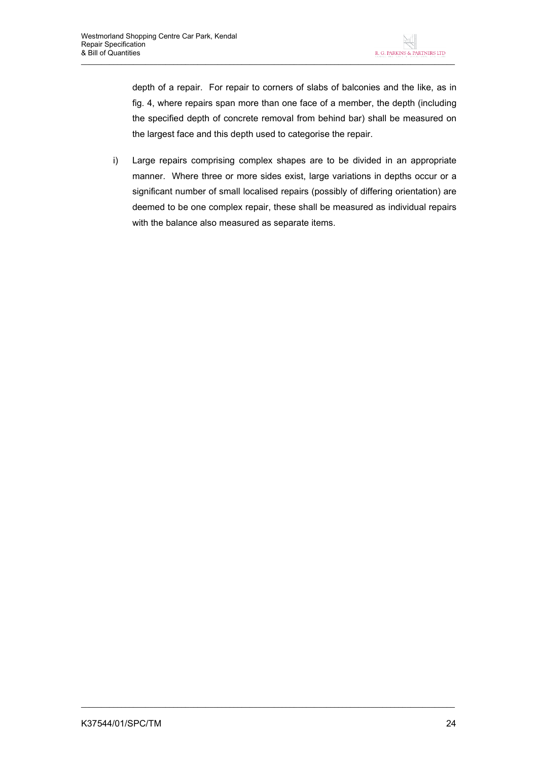depth of a repair. For repair to corners of slabs of balconies and the like, as in fig. 4, where repairs span more than one face of a member, the depth (including the specified depth of concrete removal from behind bar) shall be measured on the largest face and this depth used to categorise the repair.

i) Large repairs comprising complex shapes are to be divided in an appropriate manner. Where three or more sides exist, large variations in depths occur or a significant number of small localised repairs (possibly of differing orientation) are deemed to be one complex repair, these shall be measured as individual repairs with the balance also measured as separate items.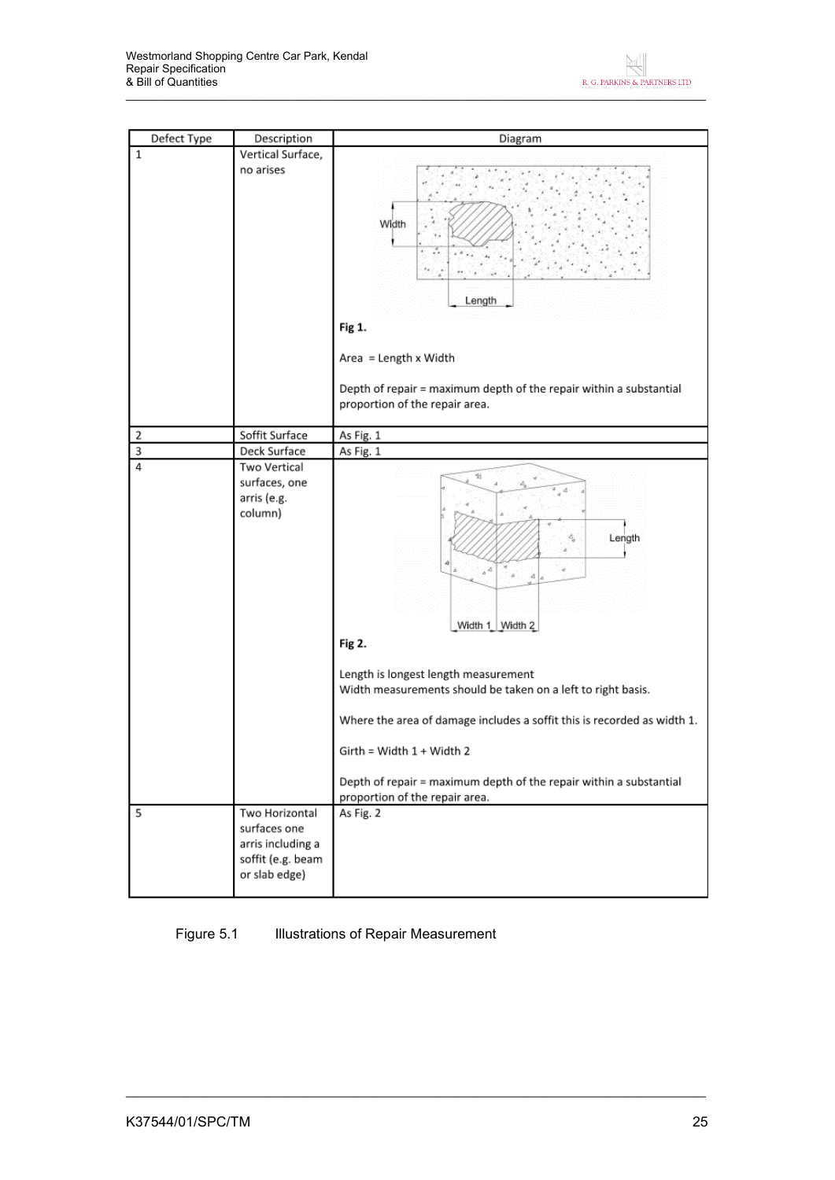| Defect Type | Description | Diagram |
|---|---|---|
| 1 | Vertical Surface, no arises | Width<br>Length<br>**Fig 1.**<br>Area = Length x Width<br>Depth of repair = maximum depth of the repair within a substantial proportion of the repair area. |
| 2 | Soffit Surface | As Fig. 1 |
| 3 | Deck Surface | As Fig. 1 |
| 4 | Two Vertical surfaces, one arris (e.g. column) | Length<br>Width 1 Width 2<br>**Fig 2.**<br>Length is longest length measurement<br>Width measurements should be taken on a left to right basis.<br>Where the area of damage includes a soffit this is recorded as width 1.<br>Girth = Width 1 + Width 2<br>Depth of repair = maximum depth of the repair within a substantial proportion of the repair area. |
| 5 | Two Horizontal surfaces one arris including a soffit (e.g. beam or slab edge) | As Fig. 2 |

Figure 5.1 Illustrations of Repair Measurement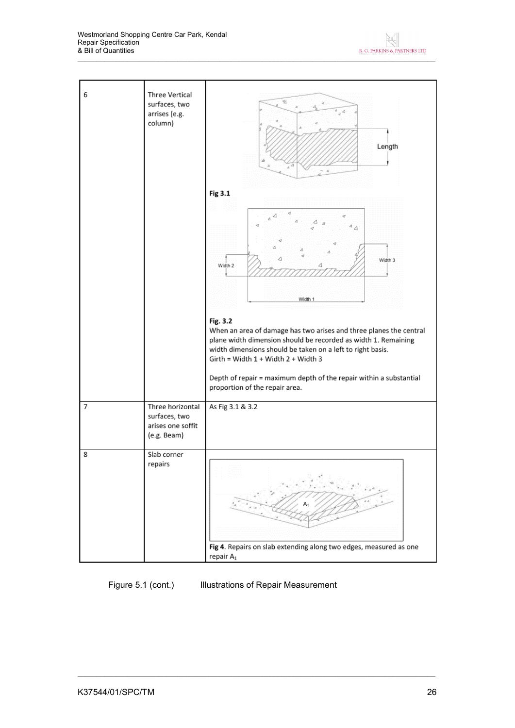| | | |
|---|---|---|
| 6 | Three Vertical surfaces, two arrises (e.g. column) | Length<br><br>**Fig 3.1**<br><br>Width 2 Width 3 Width 1<br><br>**Fig. 3.2**<br>When an area of damage has two arises and three planes the central plane width dimension should be recorded as width 1. Remaining width dimensions should be taken on a left to right basis.<br>Girth = Width 1 + Width 2 + Width 3<br><br>Depth of repair = maximum depth of the repair within a substantial proportion of the repair area. |
| 7 | Three horizontal surfaces, two arises one soffit (e.g. Beam) | As Fig 3.1 & 3.2 |
| 8 | Slab corner repairs | $A_1$<br><br>**Fig 4**. Repairs on slab extending along two edges, measured as one repair $A_1$ |

Figure 5.1 (cont.) Illustrations of Repair Measurement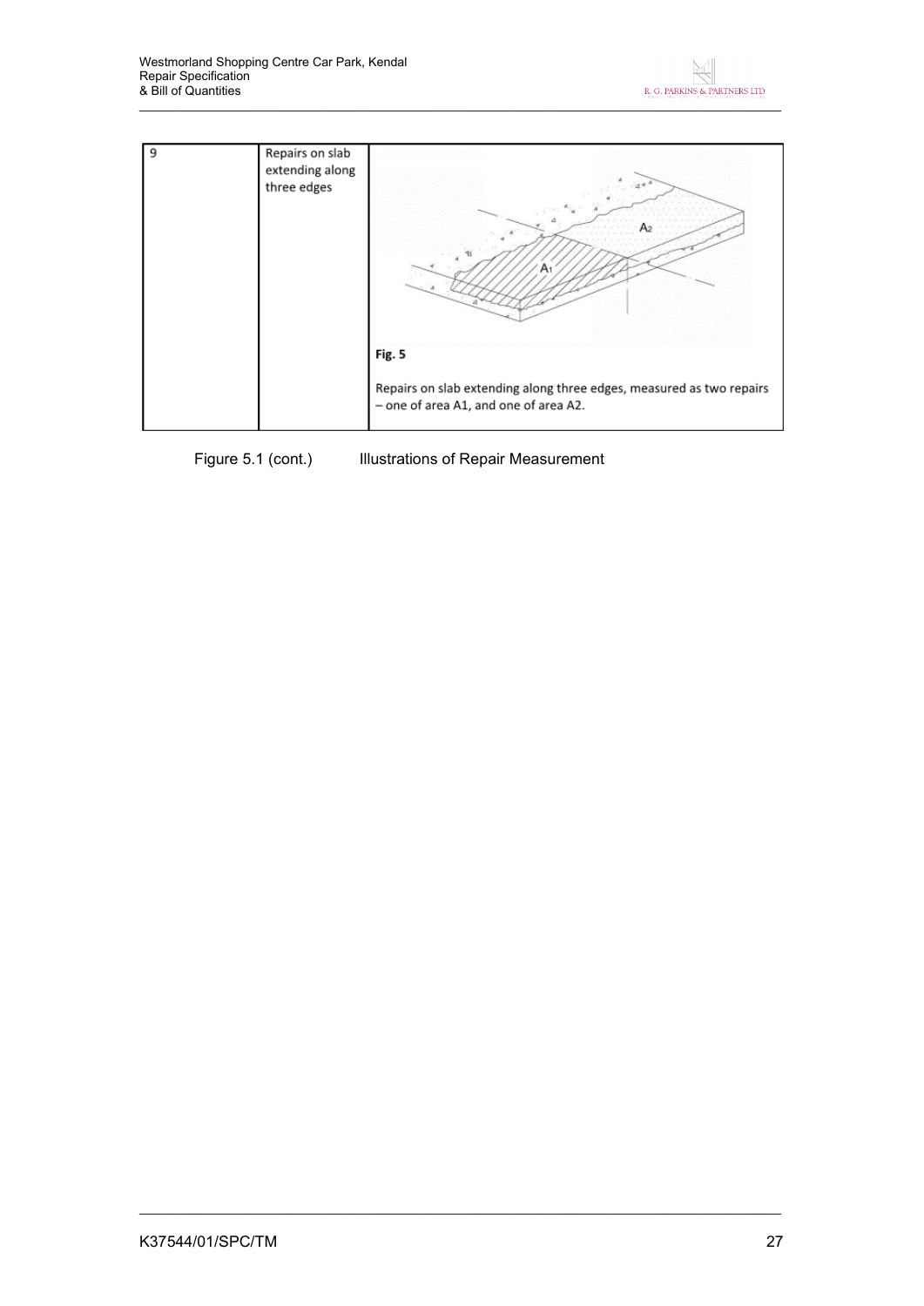| 9 | Repairs on slab extending along three edges | Fig. 5<br><br>Repairs on slab extending along three edges, measured as two repairs – one of area A1, and one of area A2. |
|---|---|---|

Figure 5.1 (cont.) Illustrations of Repair Measurement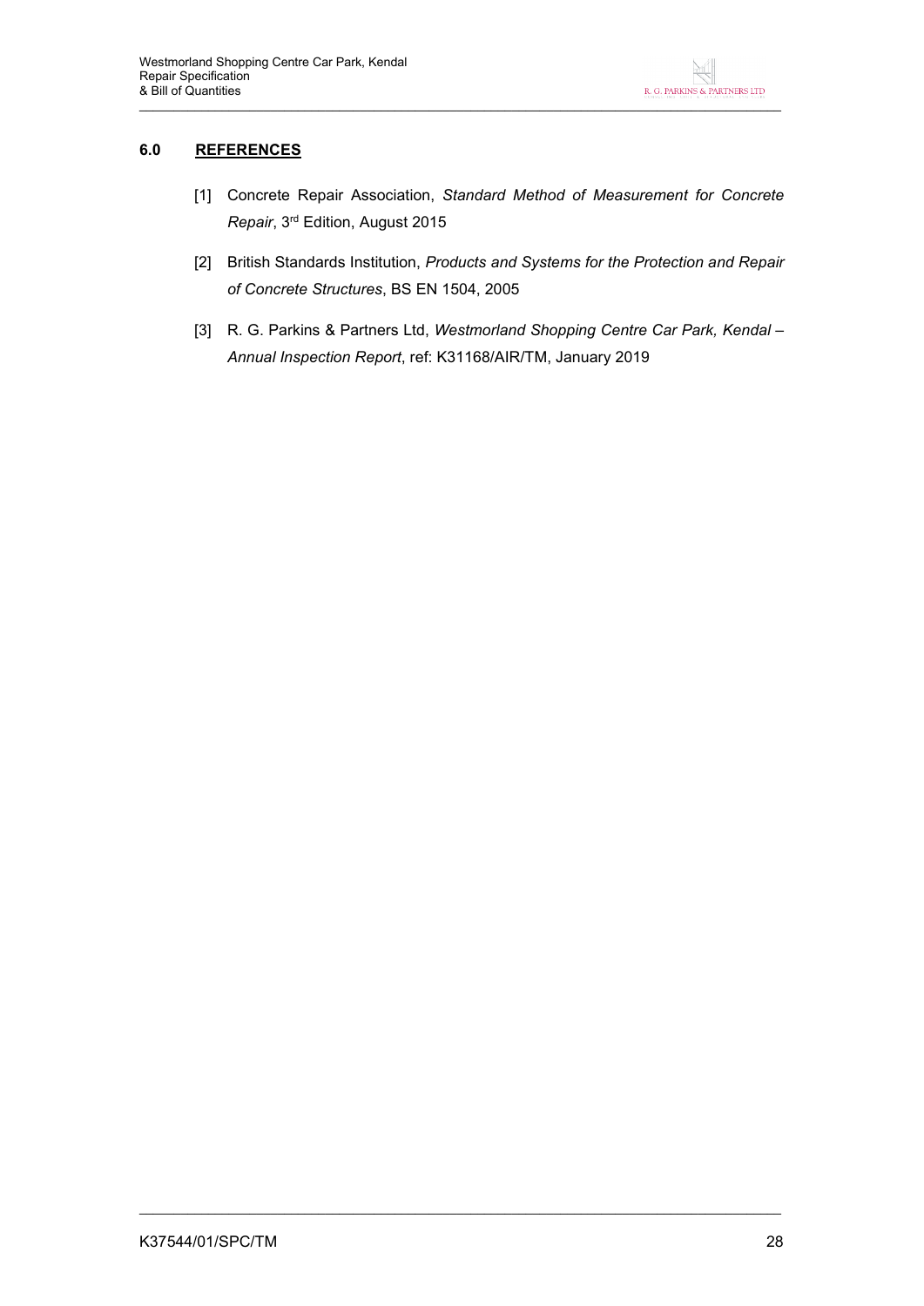## 6.0 REFERENCES

[1] Concrete Repair Association, *Standard Method of Measurement for Concrete Repair*, 3rd Edition, August 2015

[2] British Standards Institution, *Products and Systems for the Protection and Repair of Concrete Structures*, BS EN 1504, 2005

[3] R. G. Parkins & Partners Ltd, *Westmorland Shopping Centre Car Park, Kendal – Annual Inspection Report*, ref: K31168/AIR/TM, January 2019